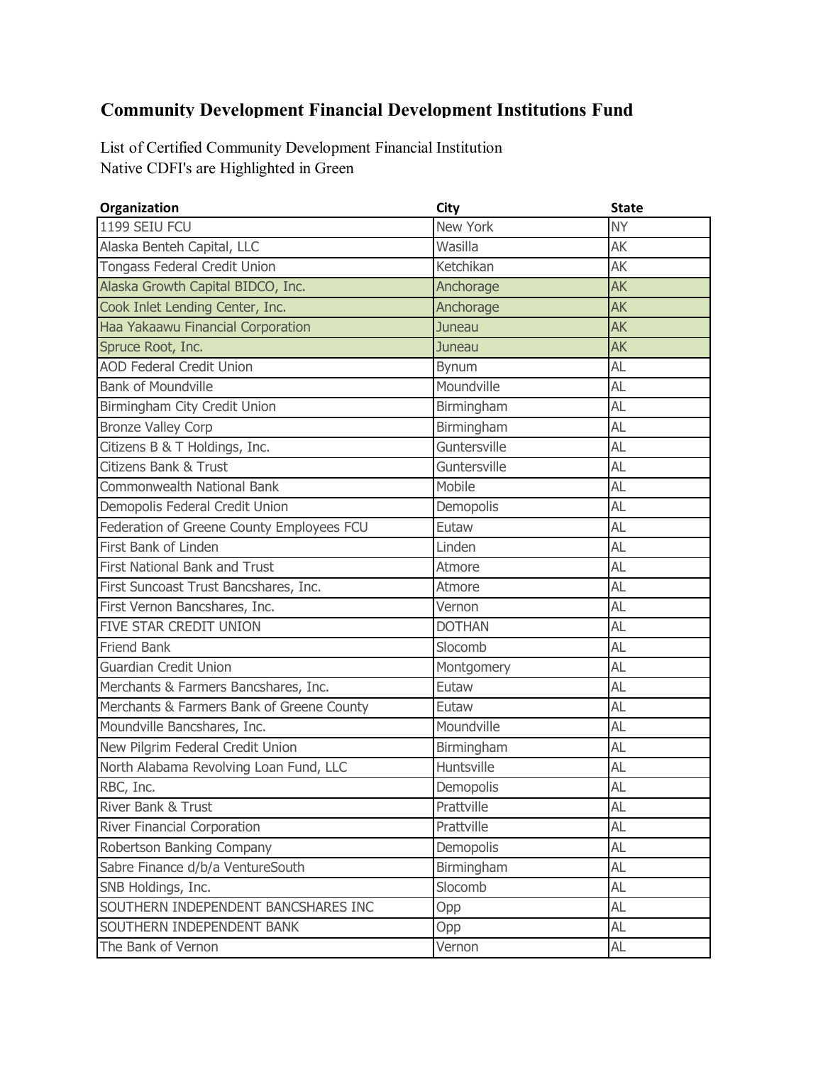# Community Development Financial Development Institutions Fund

List of Certified Community Development Financial Institution
Native CDFI's are Highlighted in Green

| Organization | City | State |
|---|---|---|
| 1199 SEIU FCU | New York | NY |
| Alaska Benteh Capital, LLC | Wasilla | AK |
| Tongass Federal Credit Union | Ketchikan | AK |
| Alaska Growth Capital BIDCO, Inc. | Anchorage | AK |
| Cook Inlet Lending Center, Inc. | Anchorage | AK |
| Haa Yakaawu Financial Corporation | Juneau | AK |
| Spruce Root, Inc. | Juneau | AK |
| AOD Federal Credit Union | Bynum | AL |
| Bank of Moundville | Moundville | AL |
| Birmingham City Credit Union | Birmingham | AL |
| Bronze Valley Corp | Birmingham | AL |
| Citizens B & T Holdings, Inc. | Guntersville | AL |
| Citizens Bank & Trust | Guntersville | AL |
| Commonwealth National Bank | Mobile | AL |
| Demopolis Federal Credit Union | Demopolis | AL |
| Federation of Greene County Employees FCU | Eutaw | AL |
| First Bank of Linden | Linden | AL |
| First National Bank and Trust | Atmore | AL |
| First Suncoast Trust Bancshares, Inc. | Atmore | AL |
| First Vernon Bancshares, Inc. | Vernon | AL |
| FIVE STAR CREDIT UNION | DOTHAN | AL |
| Friend Bank | Slocomb | AL |
| Guardian Credit Union | Montgomery | AL |
| Merchants & Farmers Bancshares, Inc. | Eutaw | AL |
| Merchants & Farmers Bank of Greene County | Eutaw | AL |
| Moundville Bancshares, Inc. | Moundville | AL |
| New Pilgrim Federal Credit Union | Birmingham | AL |
| North Alabama Revolving Loan Fund, LLC | Huntsville | AL |
| RBC, Inc. | Demopolis | AL |
| River Bank & Trust | Prattville | AL |
| River Financial Corporation | Prattville | AL |
| Robertson Banking Company | Demopolis | AL |
| Sabre Finance d/b/a VentureSouth | Birmingham | AL |
| SNB Holdings, Inc. | Slocomb | AL |
| SOUTHERN INDEPENDENT BANCSHARES INC | Opp | AL |
| SOUTHERN INDEPENDENT BANK | Opp | AL |
| The Bank of Vernon | Vernon | AL |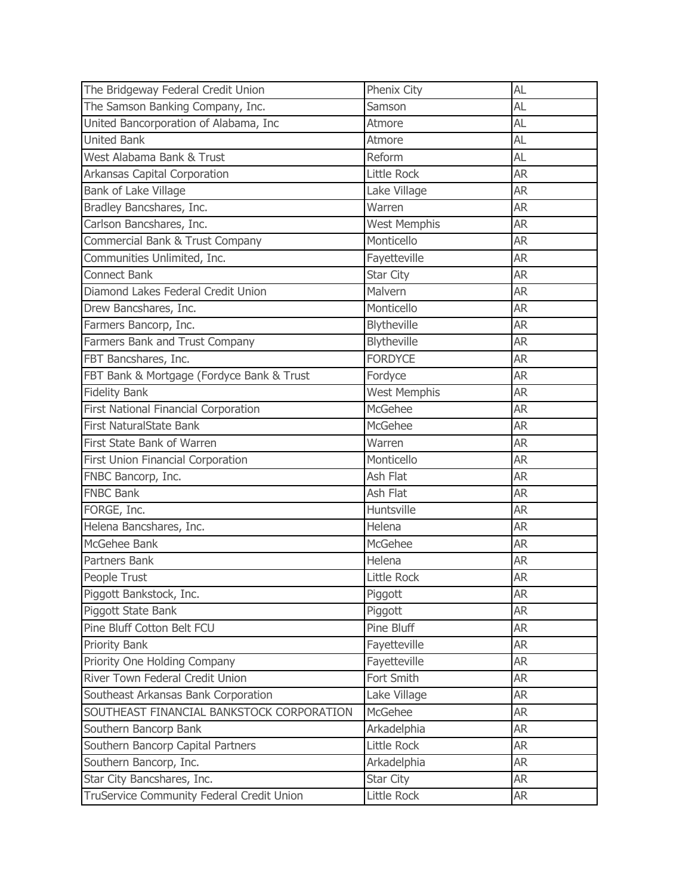| The Bridgeway Federal Credit Union | Phenix City | AL |
|---|---|---|
| The Samson Banking Company, Inc. | Samson | AL |
| United Bancorporation of Alabama, Inc | Atmore | AL |
| United Bank | Atmore | AL |
| West Alabama Bank & Trust | Reform | AL |
| Arkansas Capital Corporation | Little Rock | AR |
| Bank of Lake Village | Lake Village | AR |
| Bradley Bancshares, Inc. | Warren | AR |
| Carlson Bancshares, Inc. | West Memphis | AR |
| Commercial Bank & Trust Company | Monticello | AR |
| Communities Unlimited, Inc. | Fayetteville | AR |
| Connect Bank | Star City | AR |
| Diamond Lakes Federal Credit Union | Malvern | AR |
| Drew Bancshares, Inc. | Monticello | AR |
| Farmers Bancorp, Inc. | Blytheville | AR |
| Farmers Bank and Trust Company | Blytheville | AR |
| FBT Bancshares, Inc. | FORDYCE | AR |
| FBT Bank & Mortgage (Fordyce Bank & Trust | Fordyce | AR |
| Fidelity Bank | West Memphis | AR |
| First National Financial Corporation | McGehee | AR |
| First NaturalState Bank | McGehee | AR |
| First State Bank of Warren | Warren | AR |
| First Union Financial Corporation | Monticello | AR |
| FNBC Bancorp, Inc. | Ash Flat | AR |
| FNBC Bank | Ash Flat | AR |
| FORGE, Inc. | Huntsville | AR |
| Helena Bancshares, Inc. | Helena | AR |
| McGehee Bank | McGehee | AR |
| Partners Bank | Helena | AR |
| People Trust | Little Rock | AR |
| Piggott Bankstock, Inc. | Piggott | AR |
| Piggott State Bank | Piggott | AR |
| Pine Bluff Cotton Belt FCU | Pine Bluff | AR |
| Priority Bank | Fayetteville | AR |
| Priority One Holding Company | Fayetteville | AR |
| River Town Federal Credit Union | Fort Smith | AR |
| Southeast Arkansas Bank Corporation | Lake Village | AR |
| SOUTHEAST FINANCIAL BANKSTOCK CORPORATION | McGehee | AR |
| Southern Bancorp Bank | Arkadelphia | AR |
| Southern Bancorp Capital Partners | Little Rock | AR |
| Southern Bancorp, Inc. | Arkadelphia | AR |
| Star City Bancshares, Inc. | Star City | AR |
| TruService Community Federal Credit Union | Little Rock | AR |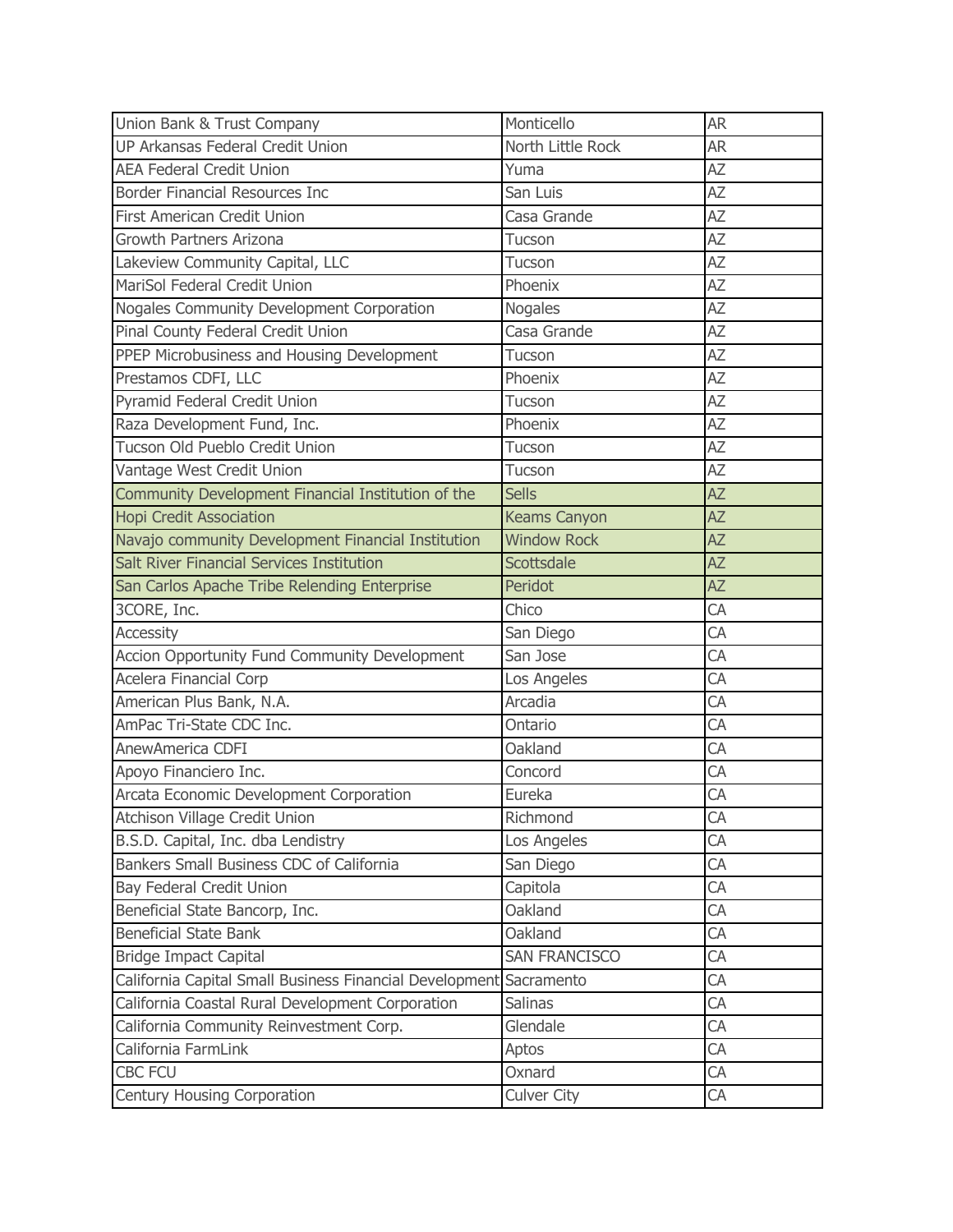| Union Bank & Trust Company | Monticello | AR |
|---|---|---|
| UP Arkansas Federal Credit Union | North Little Rock | AR |
| AEA Federal Credit Union | Yuma | AZ |
| Border Financial Resources Inc | San Luis | AZ |
| First American Credit Union | Casa Grande | AZ |
| Growth Partners Arizona | Tucson | AZ |
| Lakeview Community Capital, LLC | Tucson | AZ |
| MariSol Federal Credit Union | Phoenix | AZ |
| Nogales Community Development Corporation | Nogales | AZ |
| Pinal County Federal Credit Union | Casa Grande | AZ |
| PPEP Microbusiness and Housing Development | Tucson | AZ |
| Prestamos CDFI, LLC | Phoenix | AZ |
| Pyramid Federal Credit Union | Tucson | AZ |
| Raza Development Fund, Inc. | Phoenix | AZ |
| Tucson Old Pueblo Credit Union | Tucson | AZ |
| Vantage West Credit Union | Tucson | AZ |
| Community Development Financial Institution of the | Sells | AZ |
| Hopi Credit Association | Keams Canyon | AZ |
| Navajo community Development Financial Institution | Window Rock | AZ |
| Salt River Financial Services Institution | Scottsdale | AZ |
| San Carlos Apache Tribe Relending Enterprise | Peridot | AZ |
| 3CORE, Inc. | Chico | CA |
| Accessity | San Diego | CA |
| Accion Opportunity Fund Community Development | San Jose | CA |
| Acelera Financial Corp | Los Angeles | CA |
| American Plus Bank, N.A. | Arcadia | CA |
| AmPac Tri-State CDC Inc. | Ontario | CA |
| AnewAmerica CDFI | Oakland | CA |
| Apoyo Financiero Inc. | Concord | CA |
| Arcata Economic Development Corporation | Eureka | CA |
| Atchison Village Credit Union | Richmond | CA |
| B.S.D. Capital, Inc. dba Lendistry | Los Angeles | CA |
| Bankers Small Business CDC of California | San Diego | CA |
| Bay Federal Credit Union | Capitola | CA |
| Beneficial State Bancorp, Inc. | Oakland | CA |
| Beneficial State Bank | Oakland | CA |
| Bridge Impact Capital | SAN FRANCISCO | CA |
| California Capital Small Business Financial Development | Sacramento | CA |
| California Coastal Rural Development Corporation | Salinas | CA |
| California Community Reinvestment Corp. | Glendale | CA |
| California FarmLink | Aptos | CA |
| CBC FCU | Oxnard | CA |
| Century Housing Corporation | Culver City | CA |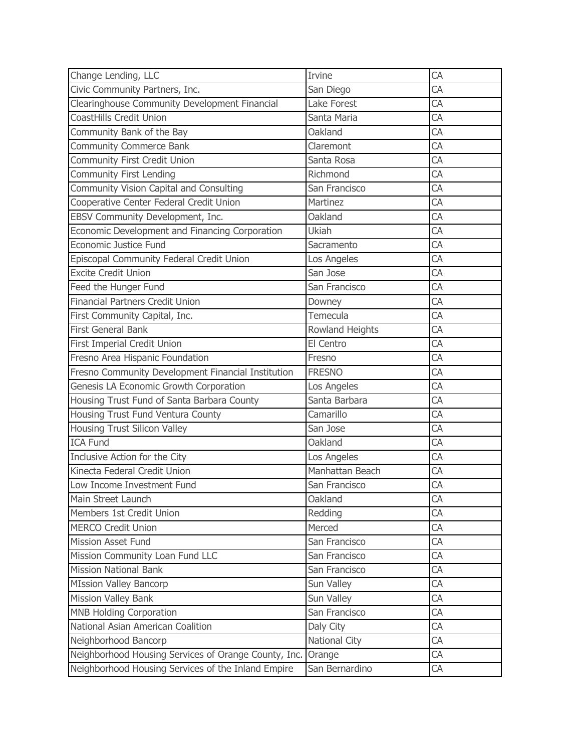| Change Lending, LLC | Irvine | CA |
|---|---|---|
| Civic Community Partners, Inc. | San Diego | CA |
| Clearinghouse Community Development Financial | Lake Forest | CA |
| CoastHills Credit Union | Santa Maria | CA |
| Community Bank of the Bay | Oakland | CA |
| Community Commerce Bank | Claremont | CA |
| Community First Credit Union | Santa Rosa | CA |
| Community First Lending | Richmond | CA |
| Community Vision Capital and Consulting | San Francisco | CA |
| Cooperative Center Federal Credit Union | Martinez | CA |
| EBSV Community Development, Inc. | Oakland | CA |
| Economic Development and Financing Corporation | Ukiah | CA |
| Economic Justice Fund | Sacramento | CA |
| Episcopal Community Federal Credit Union | Los Angeles | CA |
| Excite Credit Union | San Jose | CA |
| Feed the Hunger Fund | San Francisco | CA |
| Financial Partners Credit Union | Downey | CA |
| First Community Capital, Inc. | Temecula | CA |
| First General Bank | Rowland Heights | CA |
| First Imperial Credit Union | El Centro | CA |
| Fresno Area Hispanic Foundation | Fresno | CA |
| Fresno Community Development Financial Institution | FRESNO | CA |
| Genesis LA Economic Growth Corporation | Los Angeles | CA |
| Housing Trust Fund of Santa Barbara County | Santa Barbara | CA |
| Housing Trust Fund Ventura County | Camarillo | CA |
| Housing Trust Silicon Valley | San Jose | CA |
| ICA Fund | Oakland | CA |
| Inclusive Action for the City | Los Angeles | CA |
| Kinecta Federal Credit Union | Manhattan Beach | CA |
| Low Income Investment Fund | San Francisco | CA |
| Main Street Launch | Oakland | CA |
| Members 1st Credit Union | Redding | CA |
| MERCO Credit Union | Merced | CA |
| Mission Asset Fund | San Francisco | CA |
| Mission Community Loan Fund LLC | San Francisco | CA |
| Mission National Bank | San Francisco | CA |
| MIssion Valley Bancorp | Sun Valley | CA |
| Mission Valley Bank | Sun Valley | CA |
| MNB Holding Corporation | San Francisco | CA |
| National Asian American Coalition | Daly City | CA |
| Neighborhood Bancorp | National City | CA |
| Neighborhood Housing Services of Orange County, Inc. | Orange | CA |
| Neighborhood Housing Services of the Inland Empire | San Bernardino | CA |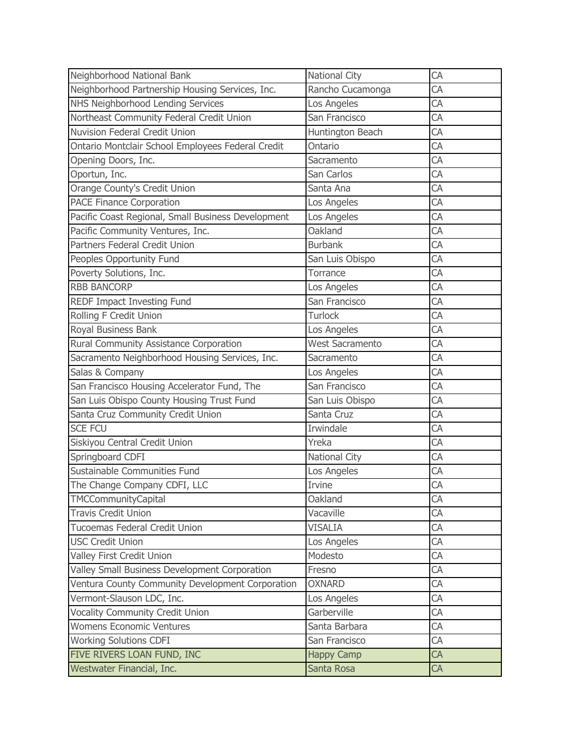| | | |
|---|---|---|
| Neighborhood National Bank | National City | CA |
| Neighborhood Partnership Housing Services, Inc. | Rancho Cucamonga | CA |
| NHS Neighborhood Lending Services | Los Angeles | CA |
| Northeast Community Federal Credit Union | San Francisco | CA |
| Nuvision Federal Credit Union | Huntington Beach | CA |
| Ontario Montclair School Employees Federal Credit | Ontario | CA |
| Opening Doors, Inc. | Sacramento | CA |
| Oportun, Inc. | San Carlos | CA |
| Orange County's Credit Union | Santa Ana | CA |
| PACE Finance Corporation | Los Angeles | CA |
| Pacific Coast Regional, Small Business Development | Los Angeles | CA |
| Pacific Community Ventures, Inc. | Oakland | CA |
| Partners Federal Credit Union | Burbank | CA |
| Peoples Opportunity Fund | San Luis Obispo | CA |
| Poverty Solutions, Inc. | Torrance | CA |
| RBB BANCORP | Los Angeles | CA |
| REDF Impact Investing Fund | San Francisco | CA |
| Rolling F Credit Union | Turlock | CA |
| Royal Business Bank | Los Angeles | CA |
| Rural Community Assistance Corporation | West Sacramento | CA |
| Sacramento Neighborhood Housing Services, Inc. | Sacramento | CA |
| Salas & Company | Los Angeles | CA |
| San Francisco Housing Accelerator Fund, The | San Francisco | CA |
| San Luis Obispo County Housing Trust Fund | San Luis Obispo | CA |
| Santa Cruz Community Credit Union | Santa Cruz | CA |
| SCE FCU | Irwindale | CA |
| Siskiyou Central Credit Union | Yreka | CA |
| Springboard CDFI | National City | CA |
| Sustainable Communities Fund | Los Angeles | CA |
| The Change Company CDFI, LLC | Irvine | CA |
| TMCCommunityCapital | Oakland | CA |
| Travis Credit Union | Vacaville | CA |
| Tucoemas Federal Credit Union | VISALIA | CA |
| USC Credit Union | Los Angeles | CA |
| Valley First Credit Union | Modesto | CA |
| Valley Small Business Development Corporation | Fresno | CA |
| Ventura County Community Development Corporation | OXNARD | CA |
| Vermont-Slauson LDC, Inc. | Los Angeles | CA |
| Vocality Community Credit Union | Garberville | CA |
| Womens Economic Ventures | Santa Barbara | CA |
| Working Solutions CDFI | San Francisco | CA |
| FIVE RIVERS LOAN FUND, INC | Happy Camp | CA |
| Westwater Financial, Inc. | Santa Rosa | CA |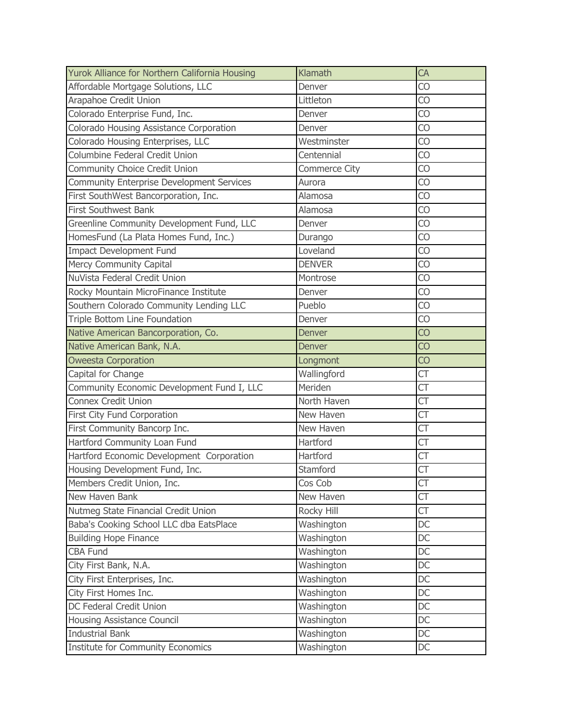| | | |
|---|---|---|
| Yurok Alliance for Northern California Housing | Klamath | CA |
| Affordable Mortgage Solutions, LLC | Denver | CO |
| Arapahoe Credit Union | Littleton | CO |
| Colorado Enterprise Fund, Inc. | Denver | CO |
| Colorado Housing Assistance Corporation | Denver | CO |
| Colorado Housing Enterprises, LLC | Westminster | CO |
| Columbine Federal Credit Union | Centennial | CO |
| Community Choice Credit Union | Commerce City | CO |
| Community Enterprise Development Services | Aurora | CO |
| First SouthWest Bancorporation, Inc. | Alamosa | CO |
| First Southwest Bank | Alamosa | CO |
| Greenline Community Development Fund, LLC | Denver | CO |
| HomesFund (La Plata Homes Fund, Inc.) | Durango | CO |
| Impact Development Fund | Loveland | CO |
| Mercy Community Capital | DENVER | CO |
| NuVista Federal Credit Union | Montrose | CO |
| Rocky Mountain MicroFinance Institute | Denver | CO |
| Southern Colorado Community Lending LLC | Pueblo | CO |
| Triple Bottom Line Foundation | Denver | CO |
| Native American Bancorporation, Co. | Denver | CO |
| Native American Bank, N.A. | Denver | CO |
| Oweesta Corporation | Longmont | CO |
| Capital for Change | Wallingford | CT |
| Community Economic Development Fund I, LLC | Meriden | CT |
| Connex Credit Union | North Haven | CT |
| First City Fund Corporation | New Haven | CT |
| First Community Bancorp Inc. | New Haven | CT |
| Hartford Community Loan Fund | Hartford | CT |
| Hartford Economic Development Corporation | Hartford | CT |
| Housing Development Fund, Inc. | Stamford | CT |
| Members Credit Union, Inc. | Cos Cob | CT |
| New Haven Bank | New Haven | CT |
| Nutmeg State Financial Credit Union | Rocky Hill | CT |
| Baba's Cooking School LLC dba EatsPlace | Washington | DC |
| Building Hope Finance | Washington | DC |
| CBA Fund | Washington | DC |
| City First Bank, N.A. | Washington | DC |
| City First Enterprises, Inc. | Washington | DC |
| City First Homes Inc. | Washington | DC |
| DC Federal Credit Union | Washington | DC |
| Housing Assistance Council | Washington | DC |
| Industrial Bank | Washington | DC |
| Institute for Community Economics | Washington | DC |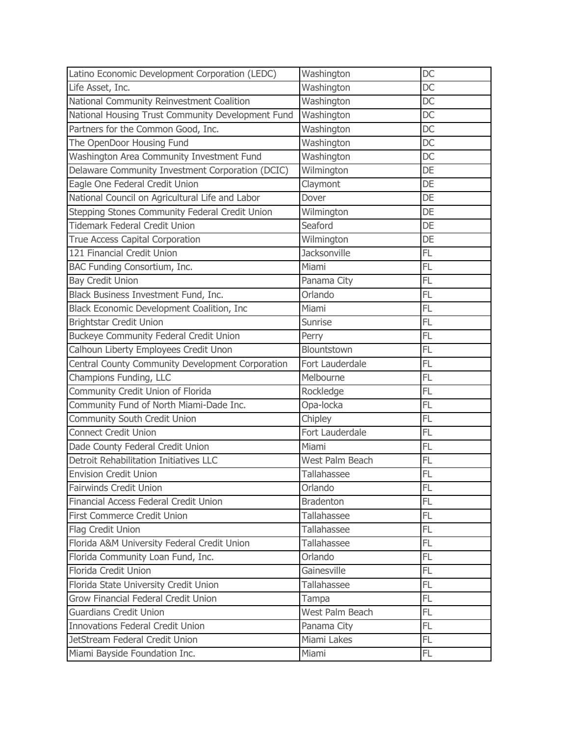| Latino Economic Development Corporation (LEDC) | Washington | DC |
|---|---|---|
| Life Asset, Inc. | Washington | DC |
| National Community Reinvestment Coalition | Washington | DC |
| National Housing Trust Community Development Fund | Washington | DC |
| Partners for the Common Good, Inc. | Washington | DC |
| The OpenDoor Housing Fund | Washington | DC |
| Washington Area Community Investment Fund | Washington | DC |
| Delaware Community Investment Corporation (DCIC) | Wilmington | DE |
| Eagle One Federal Credit Union | Claymont | DE |
| National Council on Agricultural Life and Labor | Dover | DE |
| Stepping Stones Community Federal Credit Union | Wilmington | DE |
| Tidemark Federal Credit Union | Seaford | DE |
| True Access Capital Corporation | Wilmington | DE |
| 121 Financial Credit Union | Jacksonville | FL |
| BAC Funding Consortium, Inc. | Miami | FL |
| Bay Credit Union | Panama City | FL |
| Black Business Investment Fund, Inc. | Orlando | FL |
| Black Economic Development Coalition, Inc | Miami | FL |
| Brightstar Credit Union | Sunrise | FL |
| Buckeye Community Federal Credit Union | Perry | FL |
| Calhoun Liberty Employees Credit Unon | Blountstown | FL |
| Central County Community Development Corporation | Fort Lauderdale | FL |
| Champions Funding, LLC | Melbourne | FL |
| Community Credit Union of Florida | Rockledge | FL |
| Community Fund of North Miami-Dade Inc. | Opa-locka | FL |
| Community South Credit Union | Chipley | FL |
| Connect Credit Union | Fort Lauderdale | FL |
| Dade County Federal Credit Union | Miami | FL |
| Detroit Rehabilitation Initiatives LLC | West Palm Beach | FL |
| Envision Credit Union | Tallahassee | FL |
| Fairwinds Credit Union | Orlando | FL |
| Financial Access Federal Credit Union | Bradenton | FL |
| First Commerce Credit Union | Tallahassee | FL |
| Flag Credit Union | Tallahassee | FL |
| Florida A&M University Federal Credit Union | Tallahassee | FL |
| Florida Community Loan Fund, Inc. | Orlando | FL |
| Florida Credit Union | Gainesville | FL |
| Florida State University Credit Union | Tallahassee | FL |
| Grow Financial Federal Credit Union | Tampa | FL |
| Guardians Credit Union | West Palm Beach | FL |
| Innovations Federal Credit Union | Panama City | FL |
| JetStream Federal Credit Union | Miami Lakes | FL |
| Miami Bayside Foundation Inc. | Miami | FL |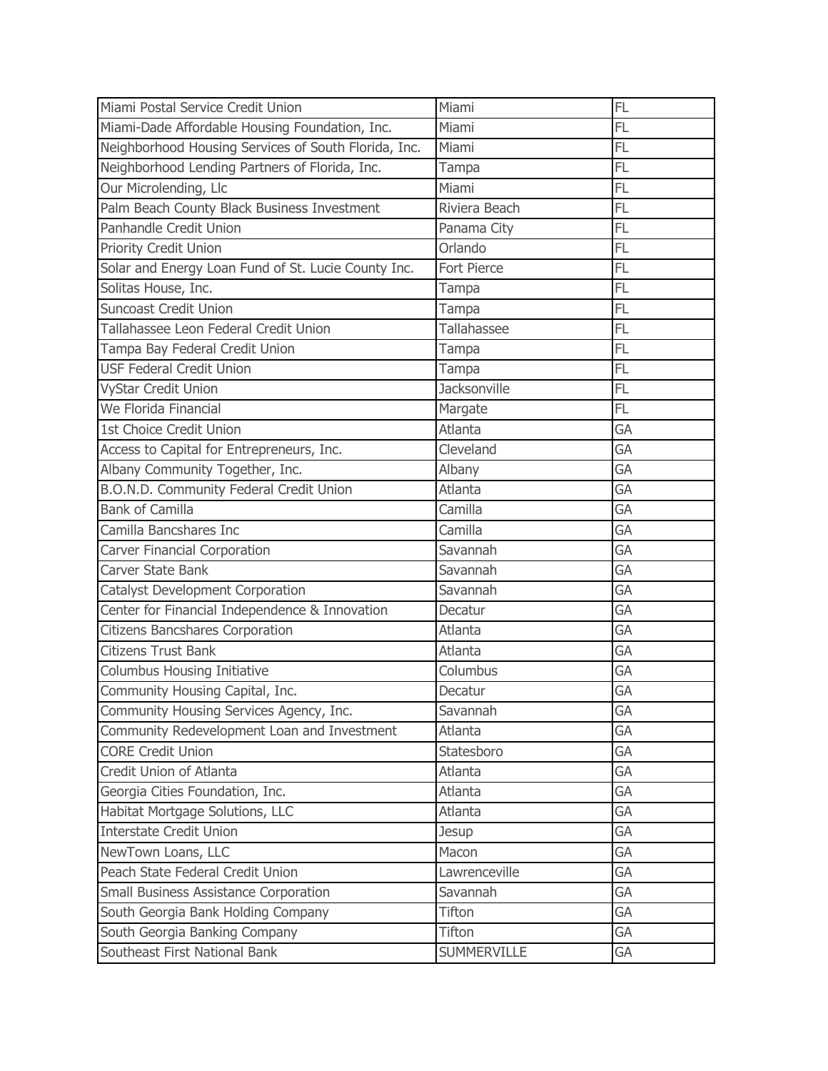| | | |
|---|---|---|
| Miami Postal Service Credit Union | Miami | FL |
| Miami-Dade Affordable Housing Foundation, Inc. | Miami | FL |
| Neighborhood Housing Services of South Florida, Inc. | Miami | FL |
| Neighborhood Lending Partners of Florida, Inc. | Tampa | FL |
| Our Microlending, Llc | Miami | FL |
| Palm Beach County Black Business Investment | Riviera Beach | FL |
| Panhandle Credit Union | Panama City | FL |
| Priority Credit Union | Orlando | FL |
| Solar and Energy Loan Fund of St. Lucie County Inc. | Fort Pierce | FL |
| Solitas House, Inc. | Tampa | FL |
| Suncoast Credit Union | Tampa | FL |
| Tallahassee Leon Federal Credit Union | Tallahassee | FL |
| Tampa Bay Federal Credit Union | Tampa | FL |
| USF Federal Credit Union | Tampa | FL |
| VyStar Credit Union | Jacksonville | FL |
| We Florida Financial | Margate | FL |
| 1st Choice Credit Union | Atlanta | GA |
| Access to Capital for Entrepreneurs, Inc. | Cleveland | GA |
| Albany Community Together, Inc. | Albany | GA |
| B.O.N.D. Community Federal Credit Union | Atlanta | GA |
| Bank of Camilla | Camilla | GA |
| Camilla Bancshares Inc | Camilla | GA |
| Carver Financial Corporation | Savannah | GA |
| Carver State Bank | Savannah | GA |
| Catalyst Development Corporation | Savannah | GA |
| Center for Financial Independence & Innovation | Decatur | GA |
| Citizens Bancshares Corporation | Atlanta | GA |
| Citizens Trust Bank | Atlanta | GA |
| Columbus Housing Initiative | Columbus | GA |
| Community Housing Capital, Inc. | Decatur | GA |
| Community Housing Services Agency, Inc. | Savannah | GA |
| Community Redevelopment Loan and Investment | Atlanta | GA |
| CORE Credit Union | Statesboro | GA |
| Credit Union of Atlanta | Atlanta | GA |
| Georgia Cities Foundation, Inc. | Atlanta | GA |
| Habitat Mortgage Solutions, LLC | Atlanta | GA |
| Interstate Credit Union | Jesup | GA |
| NewTown Loans, LLC | Macon | GA |
| Peach State Federal Credit Union | Lawrenceville | GA |
| Small Business Assistance Corporation | Savannah | GA |
| South Georgia Bank Holding Company | Tifton | GA |
| South Georgia Banking Company | Tifton | GA |
| Southeast First National Bank | SUMMERVILLE | GA |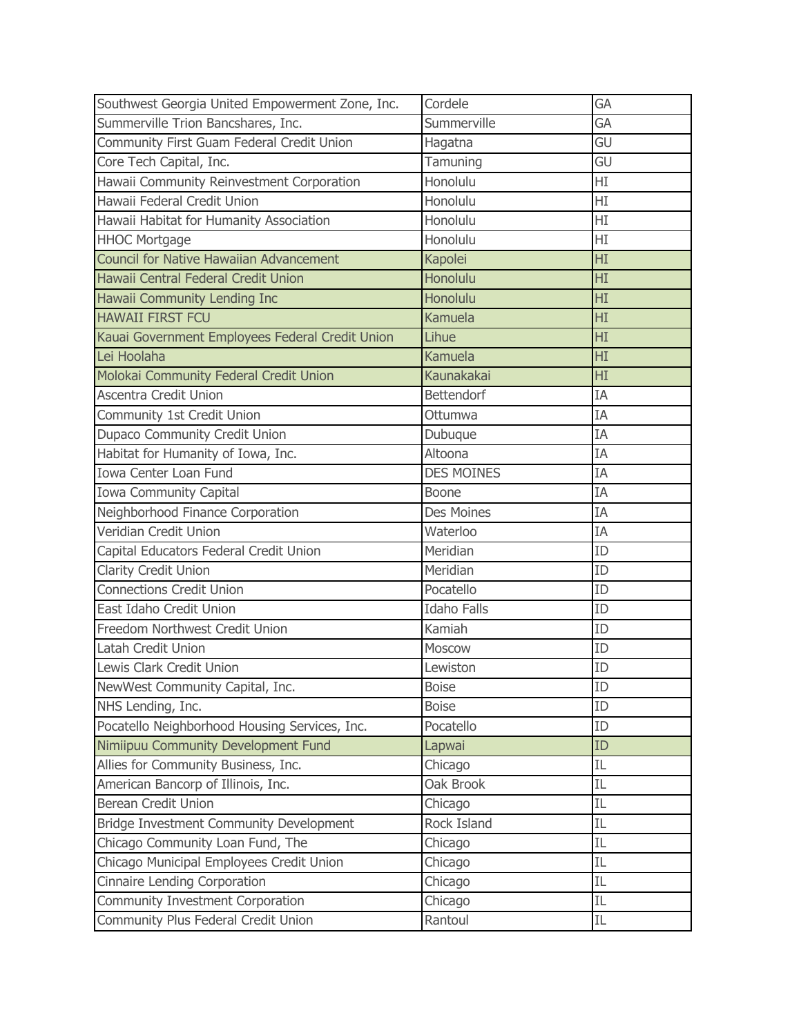| | | |
|---|---|---|
| Southwest Georgia United Empowerment Zone, Inc. | Cordele | GA |
| Summerville Trion Bancshares, Inc. | Summerville | GA |
| Community First Guam Federal Credit Union | Hagatna | GU |
| Core Tech Capital, Inc. | Tamuning | GU |
| Hawaii Community Reinvestment Corporation | Honolulu | HI |
| Hawaii Federal Credit Union | Honolulu | HI |
| Hawaii Habitat for Humanity Association | Honolulu | HI |
| HHOC Mortgage | Honolulu | HI |
| Council for Native Hawaiian Advancement | Kapolei | HI |
| Hawaii Central Federal Credit Union | Honolulu | HI |
| Hawaii Community Lending Inc | Honolulu | HI |
| HAWAII FIRST FCU | Kamuela | HI |
| Kauai Government Employees Federal Credit Union | Lihue | HI |
| Lei Hoolaha | Kamuela | HI |
| Molokai Community Federal Credit Union | Kaunakakai | HI |
| Ascentra Credit Union | Bettendorf | IA |
| Community 1st Credit Union | Ottumwa | IA |
| Dupaco Community Credit Union | Dubuque | IA |
| Habitat for Humanity of Iowa, Inc. | Altoona | IA |
| Iowa Center Loan Fund | DES MOINES | IA |
| Iowa Community Capital | Boone | IA |
| Neighborhood Finance Corporation | Des Moines | IA |
| Veridian Credit Union | Waterloo | IA |
| Capital Educators Federal Credit Union | Meridian | ID |
| Clarity Credit Union | Meridian | ID |
| Connections Credit Union | Pocatello | ID |
| East Idaho Credit Union | Idaho Falls | ID |
| Freedom Northwest Credit Union | Kamiah | ID |
| Latah Credit Union | Moscow | ID |
| Lewis Clark Credit Union | Lewiston | ID |
| NewWest Community Capital, Inc. | Boise | ID |
| NHS Lending, Inc. | Boise | ID |
| Pocatello Neighborhood Housing Services, Inc. | Pocatello | ID |
| Nimiipuu Community Development Fund | Lapwai | ID |
| Allies for Community Business, Inc. | Chicago | IL |
| American Bancorp of Illinois, Inc. | Oak Brook | IL |
| Berean Credit Union | Chicago | IL |
| Bridge Investment Community Development | Rock Island | IL |
| Chicago Community Loan Fund, The | Chicago | IL |
| Chicago Municipal Employees Credit Union | Chicago | IL |
| Cinnaire Lending Corporation | Chicago | IL |
| Community Investment Corporation | Chicago | IL |
| Community Plus Federal Credit Union | Rantoul | IL |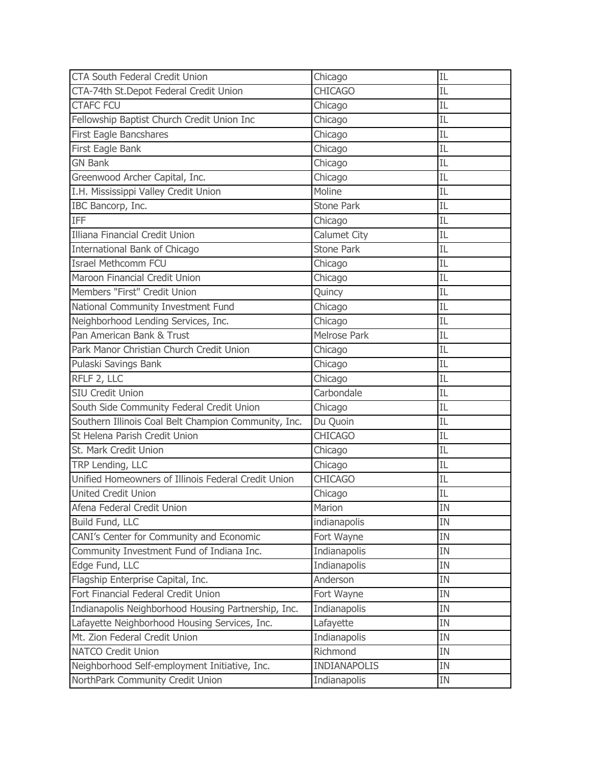| | | |
|---|---|---|
| CTA South Federal Credit Union | Chicago | IL |
| CTA-74th St.Depot Federal Credit Union | CHICAGO | IL |
| CTAFC FCU | Chicago | IL |
| Fellowship Baptist Church Credit Union Inc | Chicago | IL |
| First Eagle Bancshares | Chicago | IL |
| First Eagle Bank | Chicago | IL |
| GN Bank | Chicago | IL |
| Greenwood Archer Capital, Inc. | Chicago | IL |
| I.H. Mississippi Valley Credit Union | Moline | IL |
| IBC Bancorp, Inc. | Stone Park | IL |
| IFF | Chicago | IL |
| Illiana Financial Credit Union | Calumet City | IL |
| International Bank of Chicago | Stone Park | IL |
| Israel Methcomm FCU | Chicago | IL |
| Maroon Financial Credit Union | Chicago | IL |
| Members "First" Credit Union | Quincy | IL |
| National Community Investment Fund | Chicago | IL |
| Neighborhood Lending Services, Inc. | Chicago | IL |
| Pan American Bank & Trust | Melrose Park | IL |
| Park Manor Christian Church Credit Union | Chicago | IL |
| Pulaski Savings Bank | Chicago | IL |
| RFLF 2, LLC | Chicago | IL |
| SIU Credit Union | Carbondale | IL |
| South Side Community Federal Credit Union | Chicago | IL |
| Southern Illinois Coal Belt Champion Community, Inc. | Du Quoin | IL |
| St Helena Parish Credit Union | CHICAGO | IL |
| St. Mark Credit Union | Chicago | IL |
| TRP Lending, LLC | Chicago | IL |
| Unified Homeowners of Illinois Federal Credit Union | CHICAGO | IL |
| United Credit Union | Chicago | IL |
| Afena Federal Credit Union | Marion | IN |
| Build Fund, LLC | indianapolis | IN |
| CANI's Center for Community and Economic | Fort Wayne | IN |
| Community Investment Fund of Indiana Inc. | Indianapolis | IN |
| Edge Fund, LLC | Indianapolis | IN |
| Flagship Enterprise Capital, Inc. | Anderson | IN |
| Fort Financial Federal Credit Union | Fort Wayne | IN |
| Indianapolis Neighborhood Housing Partnership, Inc. | Indianapolis | IN |
| Lafayette Neighborhood Housing Services, Inc. | Lafayette | IN |
| Mt. Zion Federal Credit Union | Indianapolis | IN |
| NATCO Credit Union | Richmond | IN |
| Neighborhood Self-employment Initiative, Inc. | INDIANAPOLIS | IN |
| NorthPark Community Credit Union | Indianapolis | IN |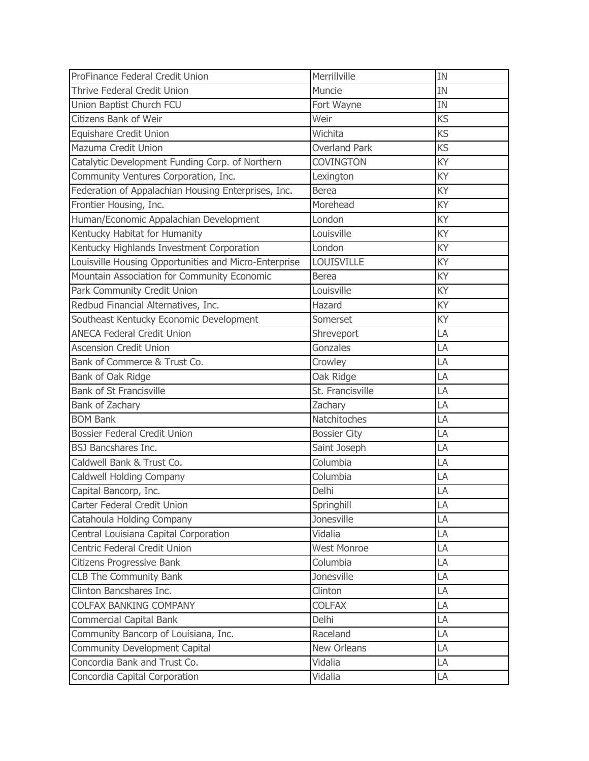| | | |
|---|---|---|
| ProFinance Federal Credit Union | Merrillville | IN |
| Thrive Federal Credit Union | Muncie | IN |
| Union Baptist Church FCU | Fort Wayne | IN |
| Citizens Bank of Weir | Weir | KS |
| Equishare Credit Union | Wichita | KS |
| Mazuma Credit Union | Overland Park | KS |
| Catalytic Development Funding Corp. of Northern | COVINGTON | KY |
| Community Ventures Corporation, Inc. | Lexington | KY |
| Federation of Appalachian Housing Enterprises, Inc. | Berea | KY |
| Frontier Housing, Inc. | Morehead | KY |
| Human/Economic Appalachian Development | London | KY |
| Kentucky Habitat for Humanity | Louisville | KY |
| Kentucky Highlands Investment Corporation | London | KY |
| Louisville Housing Opportunities and Micro-Enterprise | LOUISVILLE | KY |
| Mountain Association for Community Economic | Berea | KY |
| Park Community Credit Union | Louisville | KY |
| Redbud Financial Alternatives, Inc. | Hazard | KY |
| Southeast Kentucky Economic Development | Somerset | KY |
| ANECA Federal Credit Union | Shreveport | LA |
| Ascension Credit Union | Gonzales | LA |
| Bank of Commerce & Trust Co. | Crowley | LA |
| Bank of Oak Ridge | Oak Ridge | LA |
| Bank of St Francisville | St. Francisville | LA |
| Bank of Zachary | Zachary | LA |
| BOM Bank | Natchitoches | LA |
| Bossier Federal Credit Union | Bossier City | LA |
| BSJ Bancshares Inc. | Saint Joseph | LA |
| Caldwell Bank & Trust Co. | Columbia | LA |
| Caldwell Holding Company | Columbia | LA |
| Capital Bancorp, Inc. | Delhi | LA |
| Carter Federal Credit Union | Springhill | LA |
| Catahoula Holding Company | Jonesville | LA |
| Central Louisiana Capital Corporation | Vidalia | LA |
| Centric Federal Credit Union | West Monroe | LA |
| Citizens Progressive Bank | Columbia | LA |
| CLB The Community Bank | Jonesville | LA |
| Clinton Bancshares Inc. | Clinton | LA |
| COLFAX BANKING COMPANY | COLFAX | LA |
| Commercial Capital Bank | Delhi | LA |
| Community Bancorp of Louisiana, Inc. | Raceland | LA |
| Community Development Capital | New Orleans | LA |
| Concordia Bank and Trust Co. | Vidalia | LA |
| Concordia Capital Corporation | Vidalia | LA |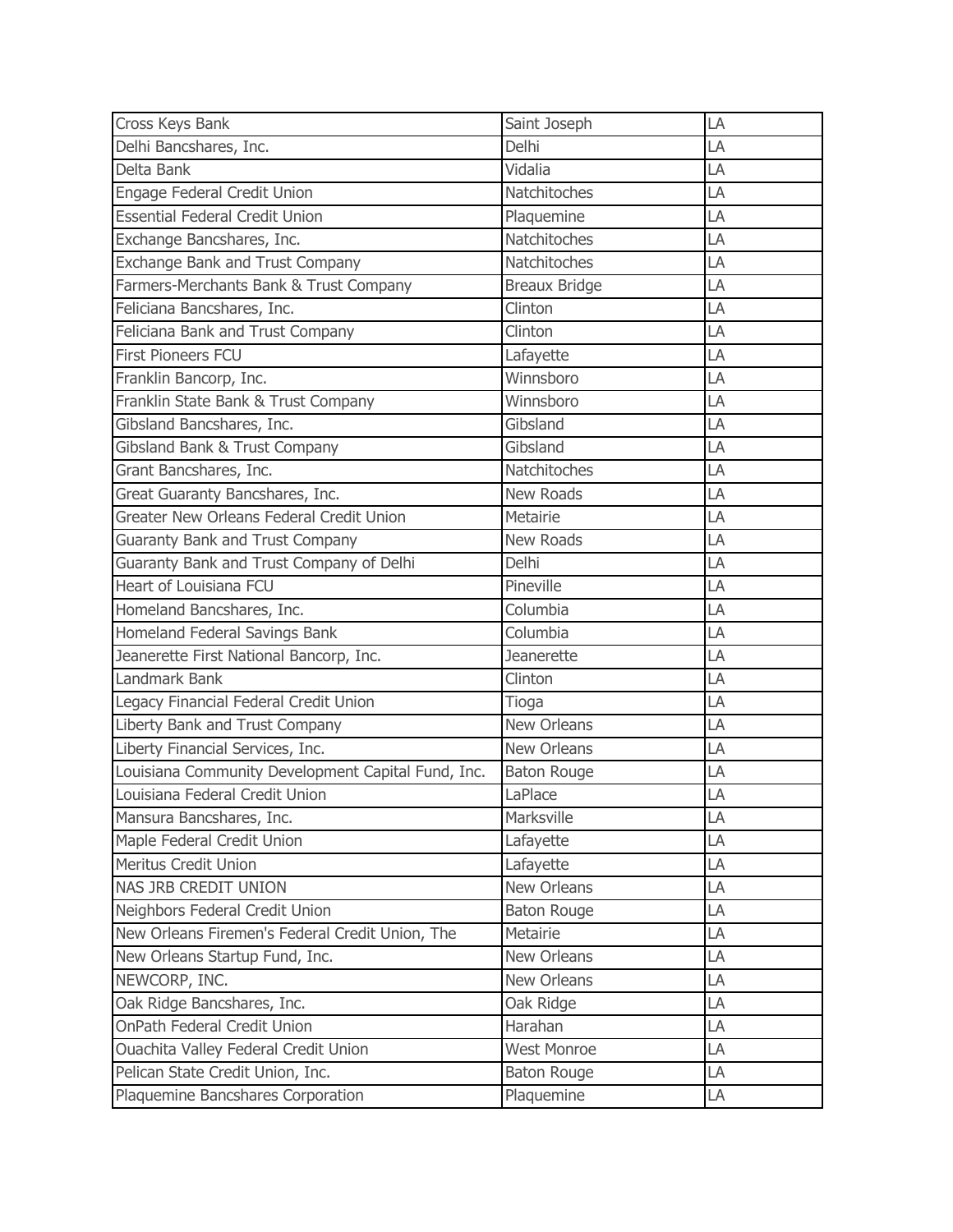| | | |
|---|---|---|
| Cross Keys Bank | Saint Joseph | LA |
| Delhi Bancshares, Inc. | Delhi | LA |
| Delta Bank | Vidalia | LA |
| Engage Federal Credit Union | Natchitoches | LA |
| Essential Federal Credit Union | Plaquemine | LA |
| Exchange Bancshares, Inc. | Natchitoches | LA |
| Exchange Bank and Trust Company | Natchitoches | LA |
| Farmers-Merchants Bank & Trust Company | Breaux Bridge | LA |
| Feliciana Bancshares, Inc. | Clinton | LA |
| Feliciana Bank and Trust Company | Clinton | LA |
| First Pioneers FCU | Lafayette | LA |
| Franklin Bancorp, Inc. | Winnsboro | LA |
| Franklin State Bank & Trust Company | Winnsboro | LA |
| Gibsland Bancshares, Inc. | Gibsland | LA |
| Gibsland Bank & Trust Company | Gibsland | LA |
| Grant Bancshares, Inc. | Natchitoches | LA |
| Great Guaranty Bancshares, Inc. | New Roads | LA |
| Greater New Orleans Federal Credit Union | Metairie | LA |
| Guaranty Bank and Trust Company | New Roads | LA |
| Guaranty Bank and Trust Company of Delhi | Delhi | LA |
| Heart of Louisiana FCU | Pineville | LA |
| Homeland Bancshares, Inc. | Columbia | LA |
| Homeland Federal Savings Bank | Columbia | LA |
| Jeanerette First National Bancorp, Inc. | Jeanerette | LA |
| Landmark Bank | Clinton | LA |
| Legacy Financial Federal Credit Union | Tioga | LA |
| Liberty Bank and Trust Company | New Orleans | LA |
| Liberty Financial Services, Inc. | New Orleans | LA |
| Louisiana Community Development Capital Fund, Inc. | Baton Rouge | LA |
| Louisiana Federal Credit Union | LaPlace | LA |
| Mansura Bancshares, Inc. | Marksville | LA |
| Maple Federal Credit Union | Lafayette | LA |
| Meritus Credit Union | Lafayette | LA |
| NAS JRB CREDIT UNION | New Orleans | LA |
| Neighbors Federal Credit Union | Baton Rouge | LA |
| New Orleans Firemen's Federal Credit Union, The | Metairie | LA |
| New Orleans Startup Fund, Inc. | New Orleans | LA |
| NEWCORP, INC. | New Orleans | LA |
| Oak Ridge Bancshares, Inc. | Oak Ridge | LA |
| OnPath Federal Credit Union | Harahan | LA |
| Ouachita Valley Federal Credit Union | West Monroe | LA |
| Pelican State Credit Union, Inc. | Baton Rouge | LA |
| Plaquemine Bancshares Corporation | Plaquemine | LA |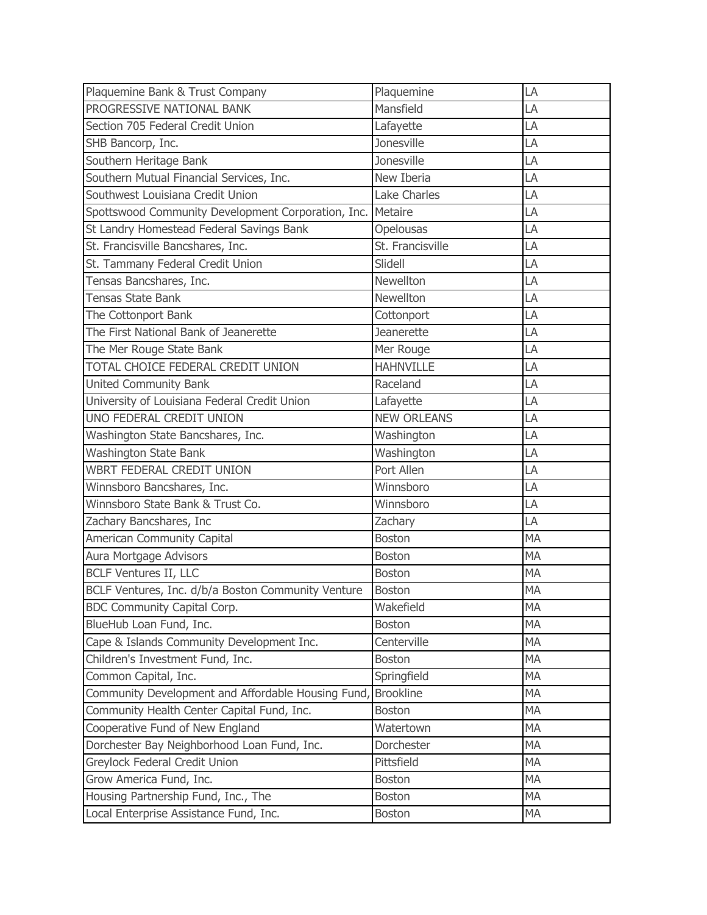| | | |
|---|---|---|
| Plaquemine Bank & Trust Company | Plaquemine | LA |
| PROGRESSIVE NATIONAL BANK | Mansfield | LA |
| Section 705 Federal Credit Union | Lafayette | LA |
| SHB Bancorp, Inc. | Jonesville | LA |
| Southern Heritage Bank | Jonesville | LA |
| Southern Mutual Financial Services, Inc. | New Iberia | LA |
| Southwest Louisiana Credit Union | Lake Charles | LA |
| Spottswood Community Development Corporation, Inc. | Metaire | LA |
| St Landry Homestead Federal Savings Bank | Opelousas | LA |
| St. Francisville Bancshares, Inc. | St. Francisville | LA |
| St. Tammany Federal Credit Union | Slidell | LA |
| Tensas Bancshares, Inc. | Newellton | LA |
| Tensas State Bank | Newellton | LA |
| The Cottonport Bank | Cottonport | LA |
| The First National Bank of Jeanerette | Jeanerette | LA |
| The Mer Rouge State Bank | Mer Rouge | LA |
| TOTAL CHOICE FEDERAL CREDIT UNION | HAHNVILLE | LA |
| United Community Bank | Raceland | LA |
| University of Louisiana Federal Credit Union | Lafayette | LA |
| UNO FEDERAL CREDIT UNION | NEW ORLEANS | LA |
| Washington State Bancshares, Inc. | Washington | LA |
| Washington State Bank | Washington | LA |
| WBRT FEDERAL CREDIT UNION | Port Allen | LA |
| Winnsboro Bancshares, Inc. | Winnsboro | LA |
| Winnsboro State Bank & Trust Co. | Winnsboro | LA |
| Zachary Bancshares, Inc | Zachary | LA |
| American Community Capital | Boston | MA |
| Aura Mortgage Advisors | Boston | MA |
| BCLF Ventures II, LLC | Boston | MA |
| BCLF Ventures, Inc. d/b/a Boston Community Venture | Boston | MA |
| BDC Community Capital Corp. | Wakefield | MA |
| BlueHub Loan Fund, Inc. | Boston | MA |
| Cape & Islands Community Development Inc. | Centerville | MA |
| Children's Investment Fund, Inc. | Boston | MA |
| Common Capital, Inc. | Springfield | MA |
| Community Development and Affordable Housing Fund, | Brookline | MA |
| Community Health Center Capital Fund, Inc. | Boston | MA |
| Cooperative Fund of New England | Watertown | MA |
| Dorchester Bay Neighborhood Loan Fund, Inc. | Dorchester | MA |
| Greylock Federal Credit Union | Pittsfield | MA |
| Grow America Fund, Inc. | Boston | MA |
| Housing Partnership Fund, Inc., The | Boston | MA |
| Local Enterprise Assistance Fund, Inc. | Boston | MA |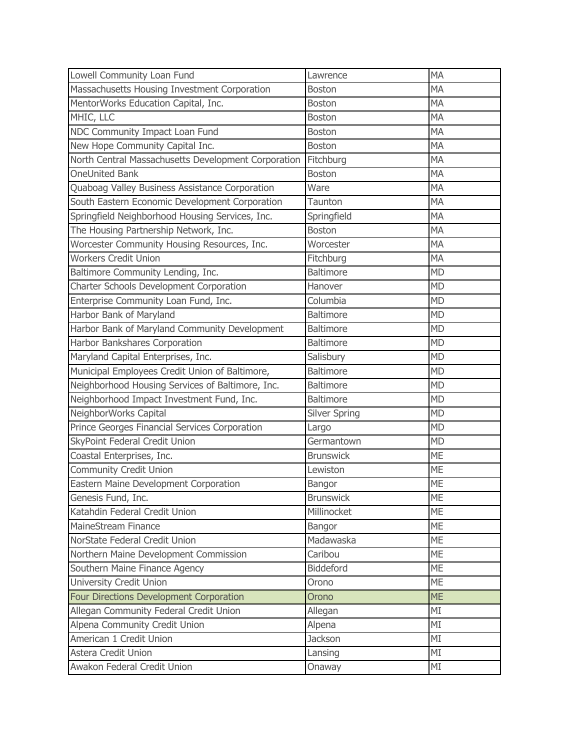| Lowell Community Loan Fund | Lawrence | MA |
|---|---|---|
| Massachusetts Housing Investment Corporation | Boston | MA |
| MentorWorks Education Capital, Inc. | Boston | MA |
| MHIC, LLC | Boston | MA |
| NDC Community Impact Loan Fund | Boston | MA |
| New Hope Community Capital Inc. | Boston | MA |
| North Central Massachusetts Development Corporation | Fitchburg | MA |
| OneUnited Bank | Boston | MA |
| Quaboag Valley Business Assistance Corporation | Ware | MA |
| South Eastern Economic Development Corporation | Taunton | MA |
| Springfield Neighborhood Housing Services, Inc. | Springfield | MA |
| The Housing Partnership Network, Inc. | Boston | MA |
| Worcester Community Housing Resources, Inc. | Worcester | MA |
| Workers Credit Union | Fitchburg | MA |
| Baltimore Community Lending, Inc. | Baltimore | MD |
| Charter Schools Development Corporation | Hanover | MD |
| Enterprise Community Loan Fund, Inc. | Columbia | MD |
| Harbor Bank of Maryland | Baltimore | MD |
| Harbor Bank of Maryland Community Development | Baltimore | MD |
| Harbor Bankshares Corporation | Baltimore | MD |
| Maryland Capital Enterprises, Inc. | Salisbury | MD |
| Municipal Employees Credit Union of Baltimore, | Baltimore | MD |
| Neighborhood Housing Services of Baltimore, Inc. | Baltimore | MD |
| Neighborhood Impact Investment Fund, Inc. | Baltimore | MD |
| NeighborWorks Capital | Silver Spring | MD |
| Prince Georges Financial Services Corporation | Largo | MD |
| SkyPoint Federal Credit Union | Germantown | MD |
| Coastal Enterprises, Inc. | Brunswick | ME |
| Community Credit Union | Lewiston | ME |
| Eastern Maine Development Corporation | Bangor | ME |
| Genesis Fund, Inc. | Brunswick | ME |
| Katahdin Federal Credit Union | Millinocket | ME |
| MaineStream Finance | Bangor | ME |
| NorState Federal Credit Union | Madawaska | ME |
| Northern Maine Development Commission | Caribou | ME |
| Southern Maine Finance Agency | Biddeford | ME |
| University Credit Union | Orono | ME |
| Four Directions Development Corporation | Orono | ME |
| Allegan Community Federal Credit Union | Allegan | MI |
| Alpena Community Credit Union | Alpena | MI |
| American 1 Credit Union | Jackson | MI |
| Astera Credit Union | Lansing | MI |
| Awakon Federal Credit Union | Onaway | MI |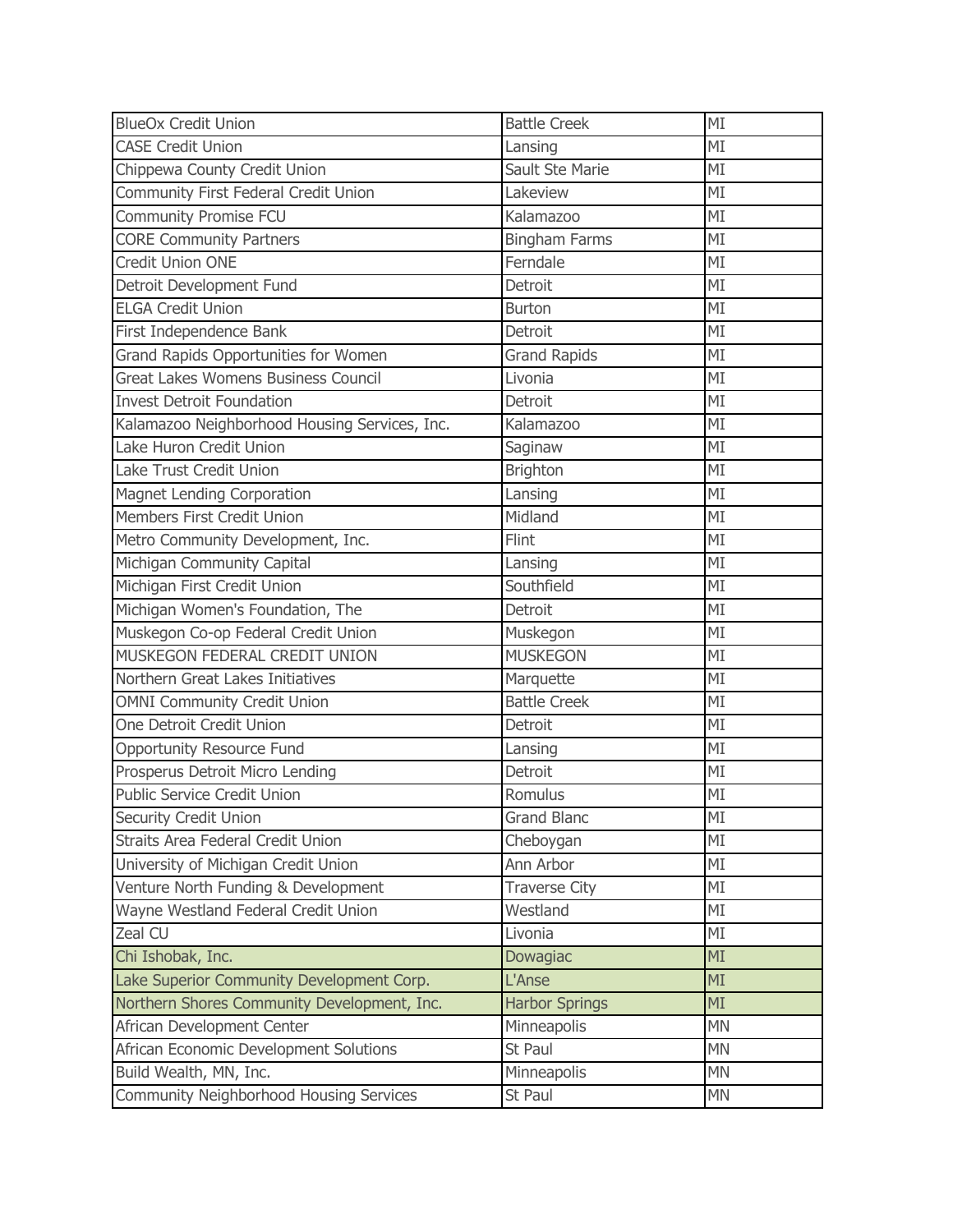| | | |
|---|---|---|
| BlueOx Credit Union | Battle Creek | MI |
| CASE Credit Union | Lansing | MI |
| Chippewa County Credit Union | Sault Ste Marie | MI |
| Community First Federal Credit Union | Lakeview | MI |
| Community Promise FCU | Kalamazoo | MI |
| CORE Community Partners | Bingham Farms | MI |
| Credit Union ONE | Ferndale | MI |
| Detroit Development Fund | Detroit | MI |
| ELGA Credit Union | Burton | MI |
| First Independence Bank | Detroit | MI |
| Grand Rapids Opportunities for Women | Grand Rapids | MI |
| Great Lakes Womens Business Council | Livonia | MI |
| Invest Detroit Foundation | Detroit | MI |
| Kalamazoo Neighborhood Housing Services, Inc. | Kalamazoo | MI |
| Lake Huron Credit Union | Saginaw | MI |
| Lake Trust Credit Union | Brighton | MI |
| Magnet Lending Corporation | Lansing | MI |
| Members First Credit Union | Midland | MI |
| Metro Community Development, Inc. | Flint | MI |
| Michigan Community Capital | Lansing | MI |
| Michigan First Credit Union | Southfield | MI |
| Michigan Women's Foundation, The | Detroit | MI |
| Muskegon Co-op Federal Credit Union | Muskegon | MI |
| MUSKEGON FEDERAL CREDIT UNION | MUSKEGON | MI |
| Northern Great Lakes Initiatives | Marquette | MI |
| OMNI Community Credit Union | Battle Creek | MI |
| One Detroit Credit Union | Detroit | MI |
| Opportunity Resource Fund | Lansing | MI |
| Prosperus Detroit Micro Lending | Detroit | MI |
| Public Service Credit Union | Romulus | MI |
| Security Credit Union | Grand Blanc | MI |
| Straits Area Federal Credit Union | Cheboygan | MI |
| University of Michigan Credit Union | Ann Arbor | MI |
| Venture North Funding & Development | Traverse City | MI |
| Wayne Westland Federal Credit Union | Westland | MI |
| Zeal CU | Livonia | MI |
| Chi Ishobak, Inc. | Dowagiac | MI |
| Lake Superior Community Development Corp. | L'Anse | MI |
| Northern Shores Community Development, Inc. | Harbor Springs | MI |
| African Development Center | Minneapolis | MN |
| African Economic Development Solutions | St Paul | MN |
| Build Wealth, MN, Inc. | Minneapolis | MN |
| Community Neighborhood Housing Services | St Paul | MN |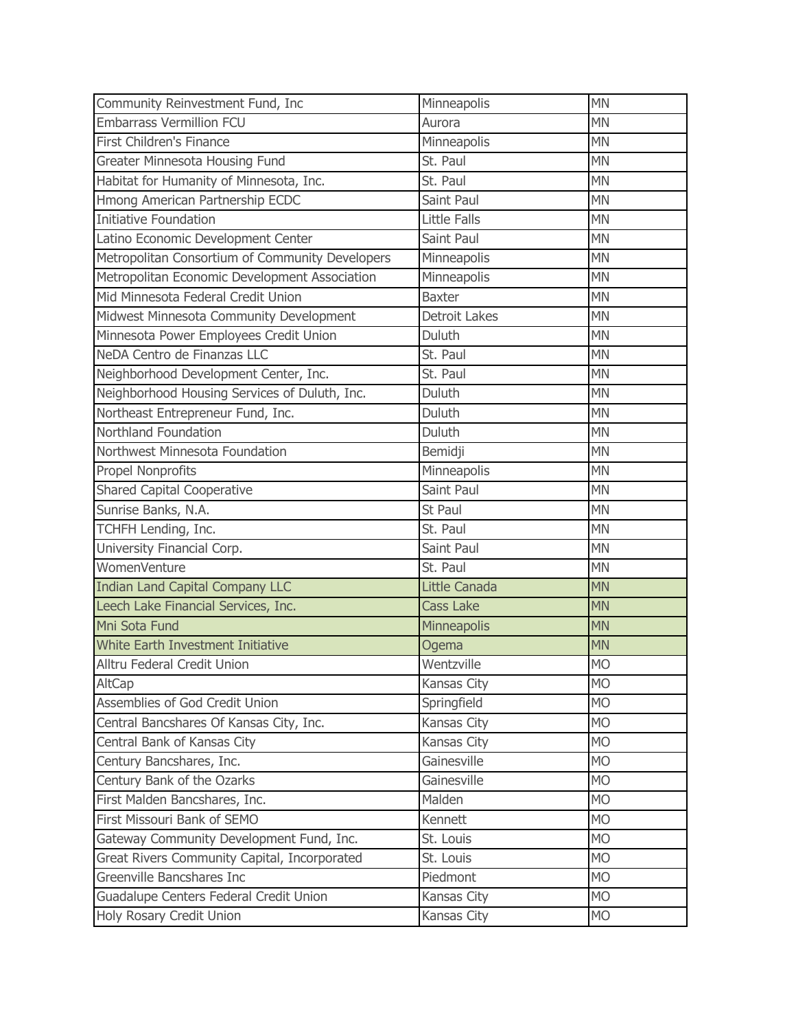| | | |
|---|---|---|
| Community Reinvestment Fund, Inc | Minneapolis | MN |
| Embarrass Vermillion FCU | Aurora | MN |
| First Children's Finance | Minneapolis | MN |
| Greater Minnesota Housing Fund | St. Paul | MN |
| Habitat for Humanity of Minnesota, Inc. | St. Paul | MN |
| Hmong American Partnership ECDC | Saint Paul | MN |
| Initiative Foundation | Little Falls | MN |
| Latino Economic Development Center | Saint Paul | MN |
| Metropolitan Consortium of Community Developers | Minneapolis | MN |
| Metropolitan Economic Development Association | Minneapolis | MN |
| Mid Minnesota Federal Credit Union | Baxter | MN |
| Midwest Minnesota Community Development | Detroit Lakes | MN |
| Minnesota Power Employees Credit Union | Duluth | MN |
| NeDA Centro de Finanzas LLC | St. Paul | MN |
| Neighborhood Development Center, Inc. | St. Paul | MN |
| Neighborhood Housing Services of Duluth, Inc. | Duluth | MN |
| Northeast Entrepreneur Fund, Inc. | Duluth | MN |
| Northland Foundation | Duluth | MN |
| Northwest Minnesota Foundation | Bemidji | MN |
| Propel Nonprofits | Minneapolis | MN |
| Shared Capital Cooperative | Saint Paul | MN |
| Sunrise Banks, N.A. | St Paul | MN |
| TCHFH Lending, Inc. | St. Paul | MN |
| University Financial Corp. | Saint Paul | MN |
| WomenVenture | St. Paul | MN |
| Indian Land Capital Company LLC | Little Canada | MN |
| Leech Lake Financial Services, Inc. | Cass Lake | MN |
| Mni Sota Fund | Minneapolis | MN |
| White Earth Investment Initiative | Ogema | MN |
| Alltru Federal Credit Union | Wentzville | MO |
| AltCap | Kansas City | MO |
| Assemblies of God Credit Union | Springfield | MO |
| Central Bancshares Of Kansas City, Inc. | Kansas City | MO |
| Central Bank of Kansas City | Kansas City | MO |
| Century Bancshares, Inc. | Gainesville | MO |
| Century Bank of the Ozarks | Gainesville | MO |
| First Malden Bancshares, Inc. | Malden | MO |
| First Missouri Bank of SEMO | Kennett | MO |
| Gateway Community Development Fund, Inc. | St. Louis | MO |
| Great Rivers Community Capital, Incorporated | St. Louis | MO |
| Greenville Bancshares Inc | Piedmont | MO |
| Guadalupe Centers Federal Credit Union | Kansas City | MO |
| Holy Rosary Credit Union | Kansas City | MO |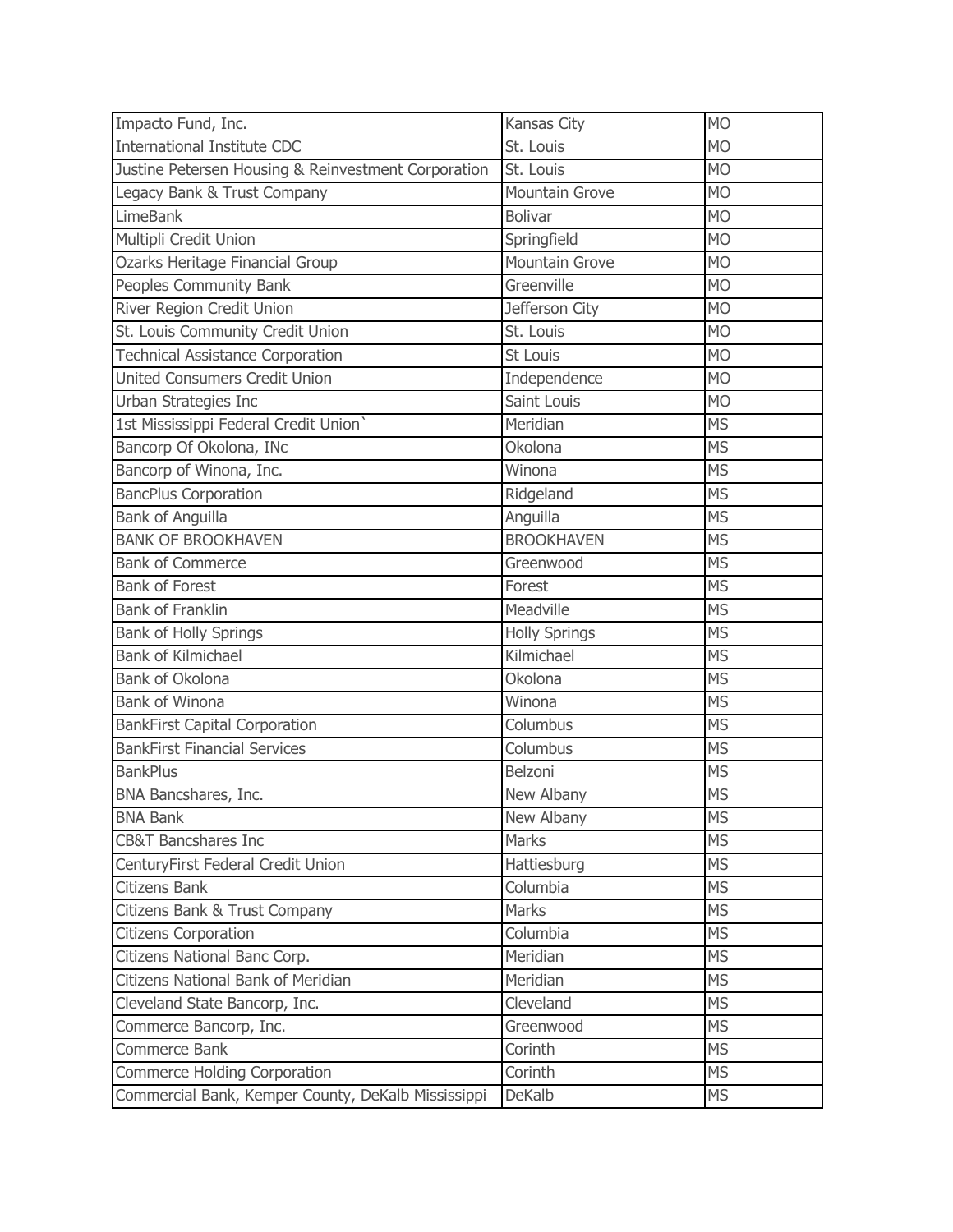| Impacto Fund, Inc. | Kansas City | MO |
|---|---|---|
| International Institute CDC | St. Louis | MO |
| Justine Petersen Housing & Reinvestment Corporation | St. Louis | MO |
| Legacy Bank & Trust Company | Mountain Grove | MO |
| LimeBank | Bolivar | MO |
| Multipli Credit Union | Springfield | MO |
| Ozarks Heritage Financial Group | Mountain Grove | MO |
| Peoples Community Bank | Greenville | MO |
| River Region Credit Union | Jefferson City | MO |
| St. Louis Community Credit Union | St. Louis | MO |
| Technical Assistance Corporation | St Louis | MO |
| United Consumers Credit Union | Independence | MO |
| Urban Strategies Inc | Saint Louis | MO |
| 1st Mississippi Federal Credit Union` | Meridian | MS |
| Bancorp Of Okolona, INc | Okolona | MS |
| Bancorp of Winona, Inc. | Winona | MS |
| BancPlus Corporation | Ridgeland | MS |
| Bank of Anguilla | Anguilla | MS |
| BANK OF BROOKHAVEN | BROOKHAVEN | MS |
| Bank of Commerce | Greenwood | MS |
| Bank of Forest | Forest | MS |
| Bank of Franklin | Meadville | MS |
| Bank of Holly Springs | Holly Springs | MS |
| Bank of Kilmichael | Kilmichael | MS |
| Bank of Okolona | Okolona | MS |
| Bank of Winona | Winona | MS |
| BankFirst Capital Corporation | Columbus | MS |
| BankFirst Financial Services | Columbus | MS |
| BankPlus | Belzoni | MS |
| BNA Bancshares, Inc. | New Albany | MS |
| BNA Bank | New Albany | MS |
| CB&T Bancshares Inc | Marks | MS |
| CenturyFirst Federal Credit Union | Hattiesburg | MS |
| Citizens Bank | Columbia | MS |
| Citizens Bank & Trust Company | Marks | MS |
| Citizens Corporation | Columbia | MS |
| Citizens National Banc Corp. | Meridian | MS |
| Citizens National Bank of Meridian | Meridian | MS |
| Cleveland State Bancorp, Inc. | Cleveland | MS |
| Commerce Bancorp, Inc. | Greenwood | MS |
| Commerce Bank | Corinth | MS |
| Commerce Holding Corporation | Corinth | MS |
| Commercial Bank, Kemper County, DeKalb Mississippi | DeKalb | MS |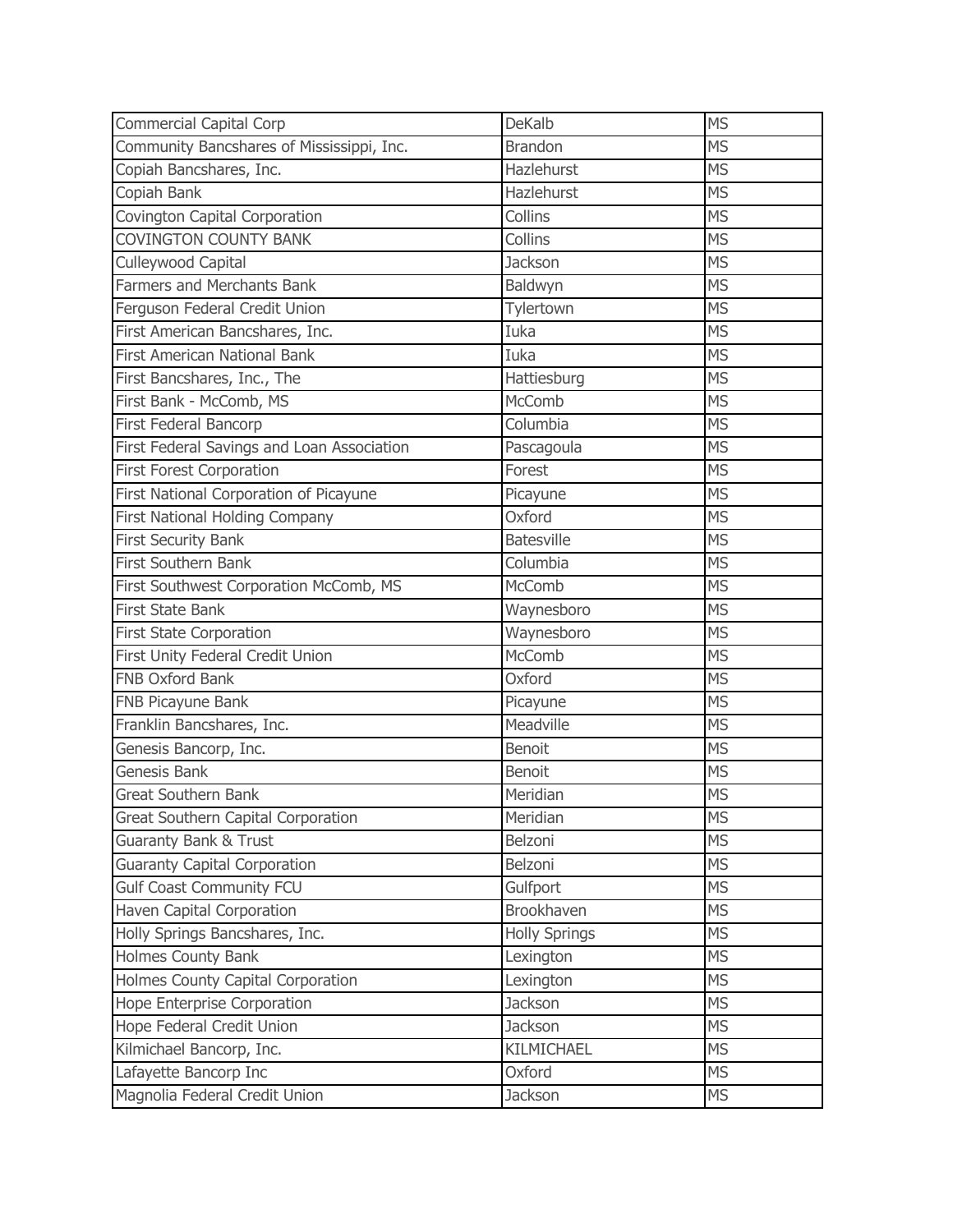| Commercial Capital Corp | DeKalb | MS |
|---|---|---|
| Community Bancshares of Mississippi, Inc. | Brandon | MS |
| Copiah Bancshares, Inc. | Hazlehurst | MS |
| Copiah Bank | Hazlehurst | MS |
| Covington Capital Corporation | Collins | MS |
| COVINGTON COUNTY BANK | Collins | MS |
| Culleywood Capital | Jackson | MS |
| Farmers and Merchants Bank | Baldwyn | MS |
| Ferguson Federal Credit Union | Tylertown | MS |
| First American Bancshares, Inc. | Iuka | MS |
| First American National Bank | Iuka | MS |
| First Bancshares, Inc., The | Hattiesburg | MS |
| First Bank - McComb, MS | McComb | MS |
| First Federal Bancorp | Columbia | MS |
| First Federal Savings and Loan Association | Pascagoula | MS |
| First Forest Corporation | Forest | MS |
| First National Corporation of Picayune | Picayune | MS |
| First National Holding Company | Oxford | MS |
| First Security Bank | Batesville | MS |
| First Southern Bank | Columbia | MS |
| First Southwest Corporation McComb, MS | McComb | MS |
| First State Bank | Waynesboro | MS |
| First State Corporation | Waynesboro | MS |
| First Unity Federal Credit Union | McComb | MS |
| FNB Oxford Bank | Oxford | MS |
| FNB Picayune Bank | Picayune | MS |
| Franklin Bancshares, Inc. | Meadville | MS |
| Genesis Bancorp, Inc. | Benoit | MS |
| Genesis Bank | Benoit | MS |
| Great Southern Bank | Meridian | MS |
| Great Southern Capital Corporation | Meridian | MS |
| Guaranty Bank & Trust | Belzoni | MS |
| Guaranty Capital Corporation | Belzoni | MS |
| Gulf Coast Community FCU | Gulfport | MS |
| Haven Capital Corporation | Brookhaven | MS |
| Holly Springs Bancshares, Inc. | Holly Springs | MS |
| Holmes County Bank | Lexington | MS |
| Holmes County Capital Corporation | Lexington | MS |
| Hope Enterprise Corporation | Jackson | MS |
| Hope Federal Credit Union | Jackson | MS |
| Kilmichael Bancorp, Inc. | KILMICHAEL | MS |
| Lafayette Bancorp Inc | Oxford | MS |
| Magnolia Federal Credit Union | Jackson | MS |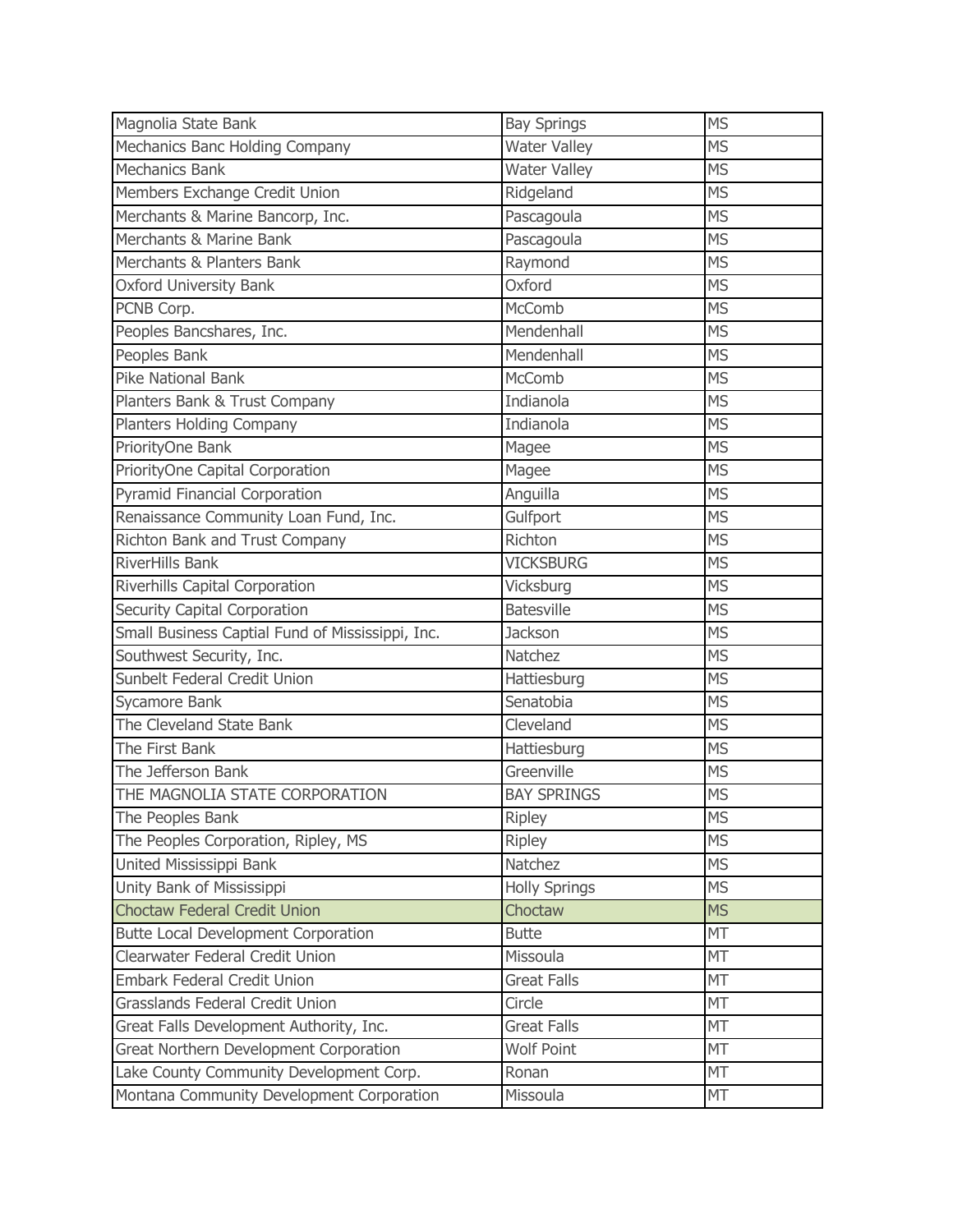| | | |
|---|---|---|
| Magnolia State Bank | Bay Springs | MS |
| Mechanics Banc Holding Company | Water Valley | MS |
| Mechanics Bank | Water Valley | MS |
| Members Exchange Credit Union | Ridgeland | MS |
| Merchants & Marine Bancorp, Inc. | Pascagoula | MS |
| Merchants & Marine Bank | Pascagoula | MS |
| Merchants & Planters Bank | Raymond | MS |
| Oxford University Bank | Oxford | MS |
| PCNB Corp. | McComb | MS |
| Peoples Bancshares, Inc. | Mendenhall | MS |
| Peoples Bank | Mendenhall | MS |
| Pike National Bank | McComb | MS |
| Planters Bank & Trust Company | Indianola | MS |
| Planters Holding Company | Indianola | MS |
| PriorityOne Bank | Magee | MS |
| PriorityOne Capital Corporation | Magee | MS |
| Pyramid Financial Corporation | Anguilla | MS |
| Renaissance Community Loan Fund, Inc. | Gulfport | MS |
| Richton Bank and Trust Company | Richton | MS |
| RiverHills Bank | VICKSBURG | MS |
| Riverhills Capital Corporation | Vicksburg | MS |
| Security Capital Corporation | Batesville | MS |
| Small Business Captial Fund of Mississippi, Inc. | Jackson | MS |
| Southwest Security, Inc. | Natchez | MS |
| Sunbelt Federal Credit Union | Hattiesburg | MS |
| Sycamore Bank | Senatobia | MS |
| The Cleveland State Bank | Cleveland | MS |
| The First Bank | Hattiesburg | MS |
| The Jefferson Bank | Greenville | MS |
| THE MAGNOLIA STATE CORPORATION | BAY SPRINGS | MS |
| The Peoples Bank | Ripley | MS |
| The Peoples Corporation, Ripley, MS | Ripley | MS |
| United Mississippi Bank | Natchez | MS |
| Unity Bank of Mississippi | Holly Springs | MS |
| Choctaw Federal Credit Union | Choctaw | MS |
| Butte Local Development Corporation | Butte | MT |
| Clearwater Federal Credit Union | Missoula | MT |
| Embark Federal Credit Union | Great Falls | MT |
| Grasslands Federal Credit Union | Circle | MT |
| Great Falls Development Authority, Inc. | Great Falls | MT |
| Great Northern Development Corporation | Wolf Point | MT |
| Lake County Community Development Corp. | Ronan | MT |
| Montana Community Development Corporation | Missoula | MT |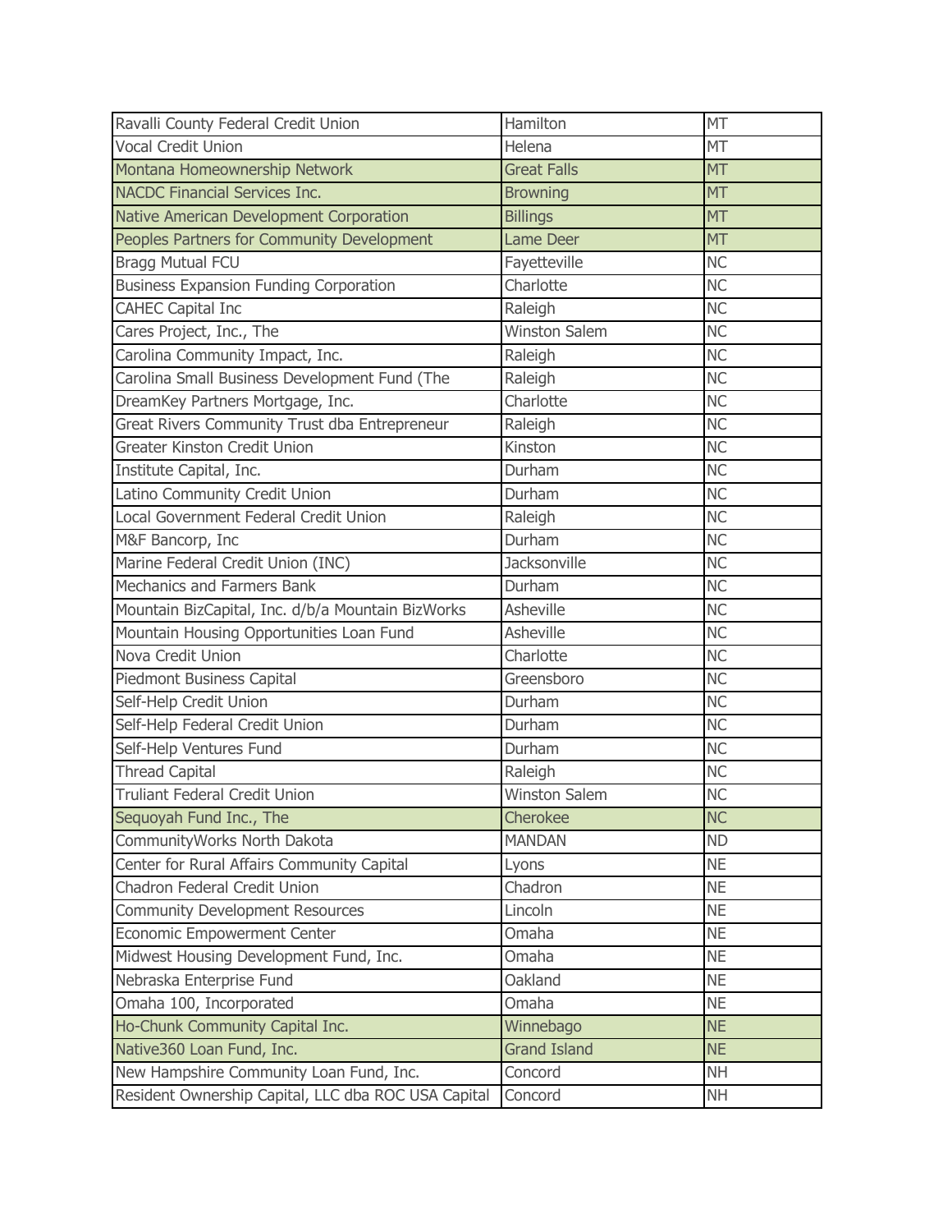| | | |
|---|---|---|
| Ravalli County Federal Credit Union | Hamilton | MT |
| Vocal Credit Union | Helena | MT |
| Montana Homeownership Network | Great Falls | MT |
| NACDC Financial Services Inc. | Browning | MT |
| Native American Development Corporation | Billings | MT |
| Peoples Partners for Community Development | Lame Deer | MT |
| Bragg Mutual FCU | Fayetteville | NC |
| Business Expansion Funding Corporation | Charlotte | NC |
| CAHEC Capital Inc | Raleigh | NC |
| Cares Project, Inc., The | Winston Salem | NC |
| Carolina Community Impact, Inc. | Raleigh | NC |
| Carolina Small Business Development Fund (The | Raleigh | NC |
| DreamKey Partners Mortgage, Inc. | Charlotte | NC |
| Great Rivers Community Trust dba Entrepreneur | Raleigh | NC |
| Greater Kinston Credit Union | Kinston | NC |
| Institute Capital, Inc. | Durham | NC |
| Latino Community Credit Union | Durham | NC |
| Local Government Federal Credit Union | Raleigh | NC |
| M&F Bancorp, Inc | Durham | NC |
| Marine Federal Credit Union (INC) | Jacksonville | NC |
| Mechanics and Farmers Bank | Durham | NC |
| Mountain BizCapital, Inc. d/b/a Mountain BizWorks | Asheville | NC |
| Mountain Housing Opportunities Loan Fund | Asheville | NC |
| Nova Credit Union | Charlotte | NC |
| Piedmont Business Capital | Greensboro | NC |
| Self-Help Credit Union | Durham | NC |
| Self-Help Federal Credit Union | Durham | NC |
| Self-Help Ventures Fund | Durham | NC |
| Thread Capital | Raleigh | NC |
| Truliant Federal Credit Union | Winston Salem | NC |
| Sequoyah Fund Inc., The | Cherokee | NC |
| CommunityWorks North Dakota | MANDAN | ND |
| Center for Rural Affairs Community Capital | Lyons | NE |
| Chadron Federal Credit Union | Chadron | NE |
| Community Development Resources | Lincoln | NE |
| Economic Empowerment Center | Omaha | NE |
| Midwest Housing Development Fund, Inc. | Omaha | NE |
| Nebraska Enterprise Fund | Oakland | NE |
| Omaha 100, Incorporated | Omaha | NE |
| Ho-Chunk Community Capital Inc. | Winnebago | NE |
| Native360 Loan Fund, Inc. | Grand Island | NE |
| New Hampshire Community Loan Fund, Inc. | Concord | NH |
| Resident Ownership Capital, LLC dba ROC USA Capital | Concord | NH |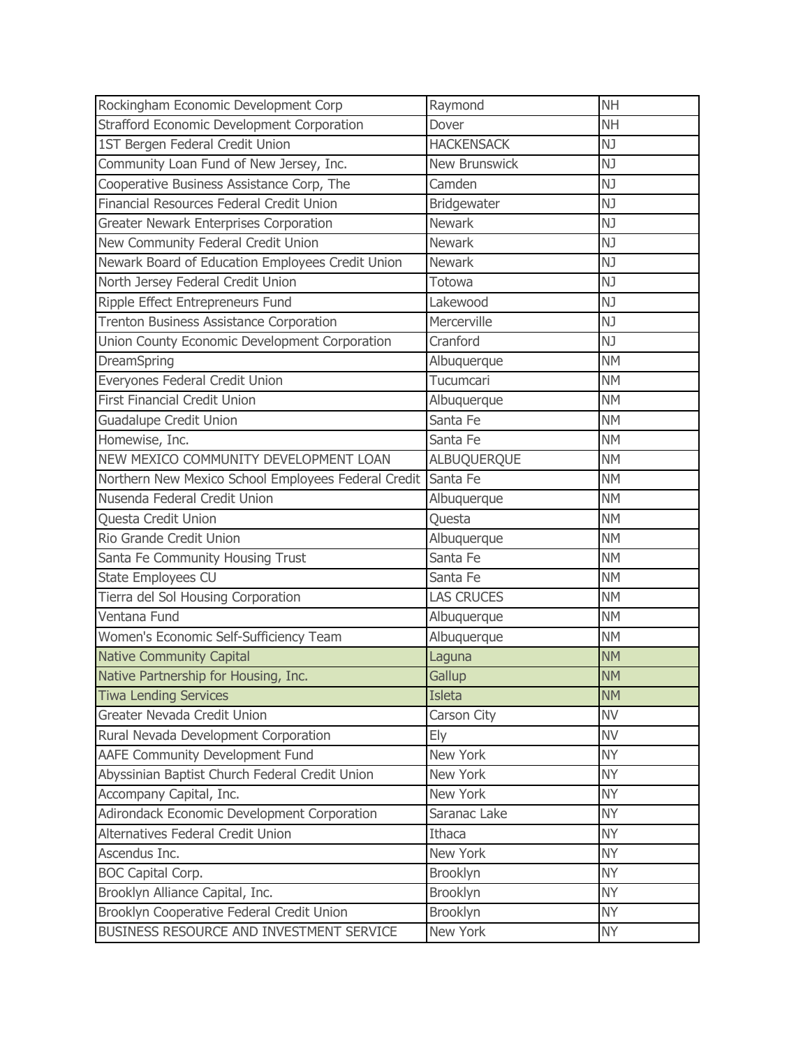| | | |
|---|---|---|
| Rockingham Economic Development Corp | Raymond | NH |
| Strafford Economic Development Corporation | Dover | NH |
| 1ST Bergen Federal Credit Union | HACKENSACK | NJ |
| Community Loan Fund of New Jersey, Inc. | New Brunswick | NJ |
| Cooperative Business Assistance Corp, The | Camden | NJ |
| Financial Resources Federal Credit Union | Bridgewater | NJ |
| Greater Newark Enterprises Corporation | Newark | NJ |
| New Community Federal Credit Union | Newark | NJ |
| Newark Board of Education Employees Credit Union | Newark | NJ |
| North Jersey Federal Credit Union | Totowa | NJ |
| Ripple Effect Entrepreneurs Fund | Lakewood | NJ |
| Trenton Business Assistance Corporation | Mercerville | NJ |
| Union County Economic Development Corporation | Cranford | NJ |
| DreamSpring | Albuquerque | NM |
| Everyones Federal Credit Union | Tucumcari | NM |
| First Financial Credit Union | Albuquerque | NM |
| Guadalupe Credit Union | Santa Fe | NM |
| Homewise, Inc. | Santa Fe | NM |
| NEW MEXICO COMMUNITY DEVELOPMENT LOAN | ALBUQUERQUE | NM |
| Northern New Mexico School Employees Federal Credit | Santa Fe | NM |
| Nusenda Federal Credit Union | Albuquerque | NM |
| Questa Credit Union | Questa | NM |
| Rio Grande Credit Union | Albuquerque | NM |
| Santa Fe Community Housing Trust | Santa Fe | NM |
| State Employees CU | Santa Fe | NM |
| Tierra del Sol Housing Corporation | LAS CRUCES | NM |
| Ventana Fund | Albuquerque | NM |
| Women's Economic Self-Sufficiency Team | Albuquerque | NM |
| Native Community Capital | Laguna | NM |
| Native Partnership for Housing, Inc. | Gallup | NM |
| Tiwa Lending Services | Isleta | NM |
| Greater Nevada Credit Union | Carson City | NV |
| Rural Nevada Development Corporation | Ely | NV |
| AAFE Community Development Fund | New York | NY |
| Abyssinian Baptist Church Federal Credit Union | New York | NY |
| Accompany Capital, Inc. | New York | NY |
| Adirondack Economic Development Corporation | Saranac Lake | NY |
| Alternatives Federal Credit Union | Ithaca | NY |
| Ascendus Inc. | New York | NY |
| BOC Capital Corp. | Brooklyn | NY |
| Brooklyn Alliance Capital, Inc. | Brooklyn | NY |
| Brooklyn Cooperative Federal Credit Union | Brooklyn | NY |
| BUSINESS RESOURCE AND INVESTMENT SERVICE | New York | NY |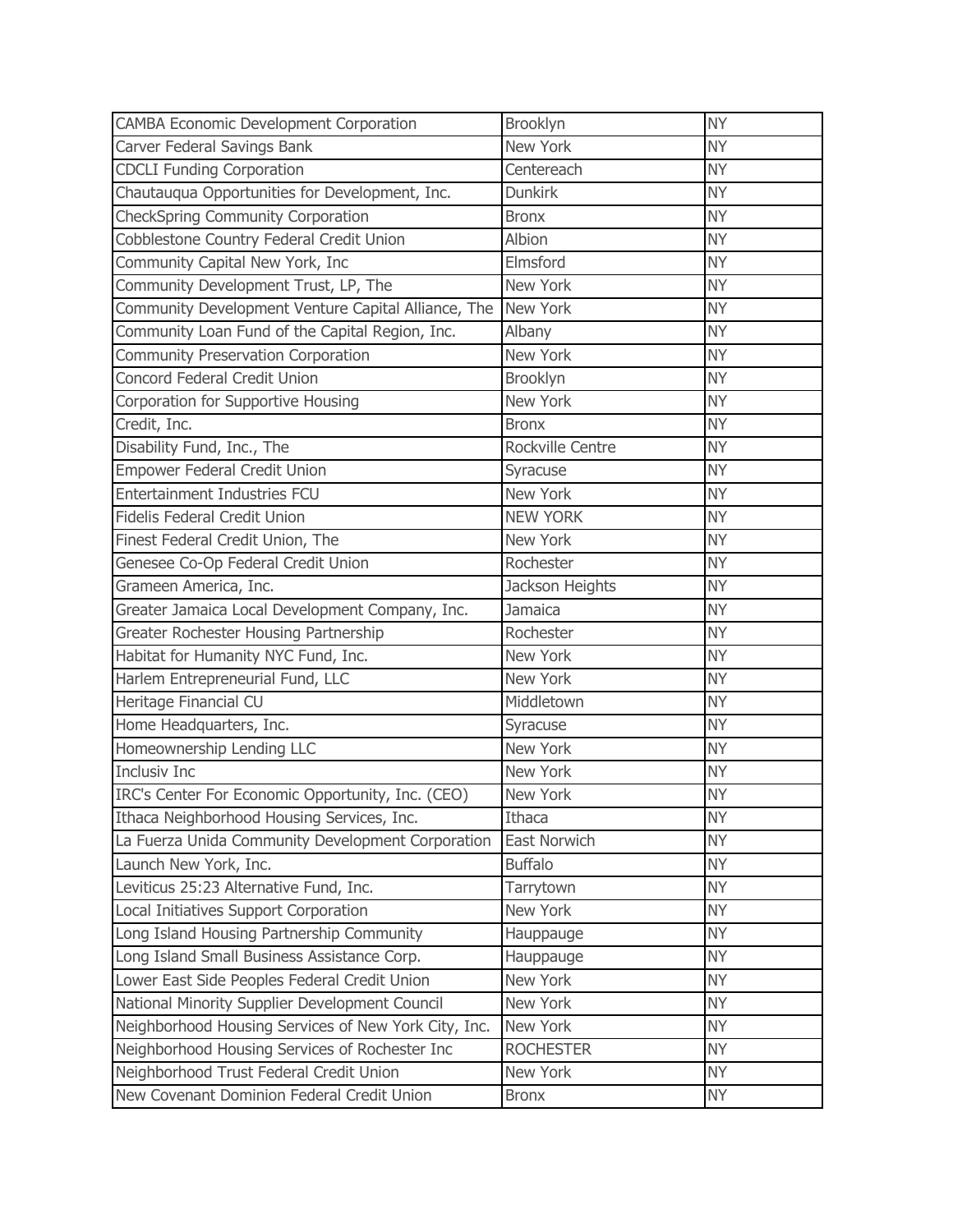| | | |
|---|---|---|
| CAMBA Economic Development Corporation | Brooklyn | NY |
| Carver Federal Savings Bank | New York | NY |
| CDCLI Funding Corporation | Centereach | NY |
| Chautauqua Opportunities for Development, Inc. | Dunkirk | NY |
| CheckSpring Community Corporation | Bronx | NY |
| Cobblestone Country Federal Credit Union | Albion | NY |
| Community Capital New York, Inc | Elmsford | NY |
| Community Development Trust, LP, The | New York | NY |
| Community Development Venture Capital Alliance, The | New York | NY |
| Community Loan Fund of the Capital Region, Inc. | Albany | NY |
| Community Preservation Corporation | New York | NY |
| Concord Federal Credit Union | Brooklyn | NY |
| Corporation for Supportive Housing | New York | NY |
| Credit, Inc. | Bronx | NY |
| Disability Fund, Inc., The | Rockville Centre | NY |
| Empower Federal Credit Union | Syracuse | NY |
| Entertainment Industries FCU | New York | NY |
| Fidelis Federal Credit Union | NEW YORK | NY |
| Finest Federal Credit Union, The | New York | NY |
| Genesee Co-Op Federal Credit Union | Rochester | NY |
| Grameen America, Inc. | Jackson Heights | NY |
| Greater Jamaica Local Development Company, Inc. | Jamaica | NY |
| Greater Rochester Housing Partnership | Rochester | NY |
| Habitat for Humanity NYC Fund, Inc. | New York | NY |
| Harlem Entrepreneurial Fund, LLC | New York | NY |
| Heritage Financial CU | Middletown | NY |
| Home Headquarters, Inc. | Syracuse | NY |
| Homeownership Lending LLC | New York | NY |
| Inclusiv Inc | New York | NY |
| IRC's Center For Economic Opportunity, Inc. (CEO) | New York | NY |
| Ithaca Neighborhood Housing Services, Inc. | Ithaca | NY |
| La Fuerza Unida Community Development Corporation | East Norwich | NY |
| Launch New York, Inc. | Buffalo | NY |
| Leviticus 25:23 Alternative Fund, Inc. | Tarrytown | NY |
| Local Initiatives Support Corporation | New York | NY |
| Long Island Housing Partnership Community | Hauppauge | NY |
| Long Island Small Business Assistance Corp. | Hauppauge | NY |
| Lower East Side Peoples Federal Credit Union | New York | NY |
| National Minority Supplier Development Council | New York | NY |
| Neighborhood Housing Services of New York City, Inc. | New York | NY |
| Neighborhood Housing Services of Rochester Inc | ROCHESTER | NY |
| Neighborhood Trust Federal Credit Union | New York | NY |
| New Covenant Dominion Federal Credit Union | Bronx | NY |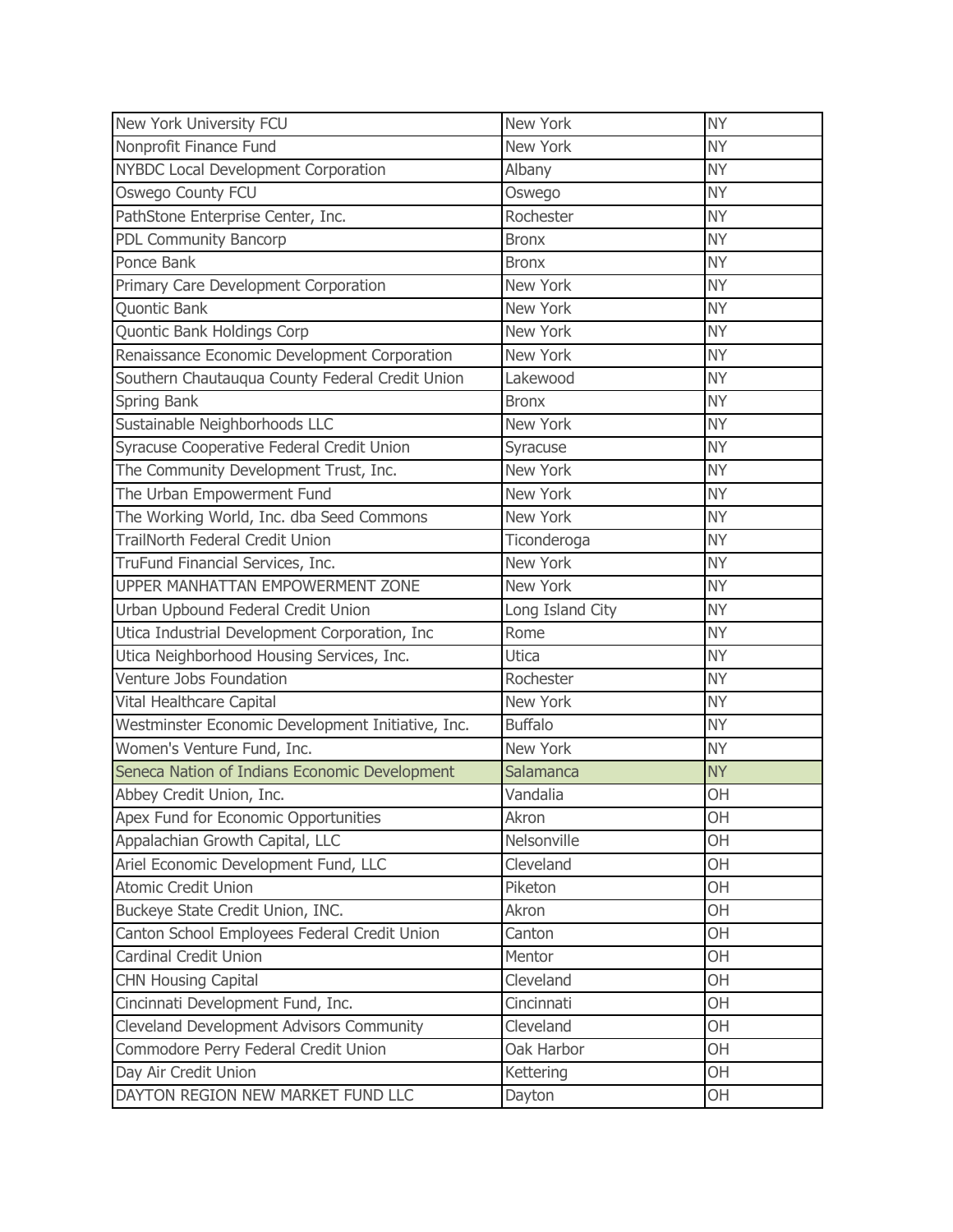| | | |
|---|---|---|
| New York University FCU | New York | NY |
| Nonprofit Finance Fund | New York | NY |
| NYBDC Local Development Corporation | Albany | NY |
| Oswego County FCU | Oswego | NY |
| PathStone Enterprise Center, Inc. | Rochester | NY |
| PDL Community Bancorp | Bronx | NY |
| Ponce Bank | Bronx | NY |
| Primary Care Development Corporation | New York | NY |
| Quontic Bank | New York | NY |
| Quontic Bank Holdings Corp | New York | NY |
| Renaissance Economic Development Corporation | New York | NY |
| Southern Chautauqua County Federal Credit Union | Lakewood | NY |
| Spring Bank | Bronx | NY |
| Sustainable Neighborhoods LLC | New York | NY |
| Syracuse Cooperative Federal Credit Union | Syracuse | NY |
| The Community Development Trust, Inc. | New York | NY |
| The Urban Empowerment Fund | New York | NY |
| The Working World, Inc. dba Seed Commons | New York | NY |
| TrailNorth Federal Credit Union | Ticonderoga | NY |
| TruFund Financial Services, Inc. | New York | NY |
| UPPER MANHATTAN EMPOWERMENT ZONE | New York | NY |
| Urban Upbound Federal Credit Union | Long Island City | NY |
| Utica Industrial Development Corporation, Inc | Rome | NY |
| Utica Neighborhood Housing Services, Inc. | Utica | NY |
| Venture Jobs Foundation | Rochester | NY |
| Vital Healthcare Capital | New York | NY |
| Westminster Economic Development Initiative, Inc. | Buffalo | NY |
| Women's Venture Fund, Inc. | New York | NY |
| Seneca Nation of Indians Economic Development | Salamanca | NY |
| Abbey Credit Union, Inc. | Vandalia | OH |
| Apex Fund for Economic Opportunities | Akron | OH |
| Appalachian Growth Capital, LLC | Nelsonville | OH |
| Ariel Economic Development Fund, LLC | Cleveland | OH |
| Atomic Credit Union | Piketon | OH |
| Buckeye State Credit Union, INC. | Akron | OH |
| Canton School Employees Federal Credit Union | Canton | OH |
| Cardinal Credit Union | Mentor | OH |
| CHN Housing Capital | Cleveland | OH |
| Cincinnati Development Fund, Inc. | Cincinnati | OH |
| Cleveland Development Advisors Community | Cleveland | OH |
| Commodore Perry Federal Credit Union | Oak Harbor | OH |
| Day Air Credit Union | Kettering | OH |
| DAYTON REGION NEW MARKET FUND LLC | Dayton | OH |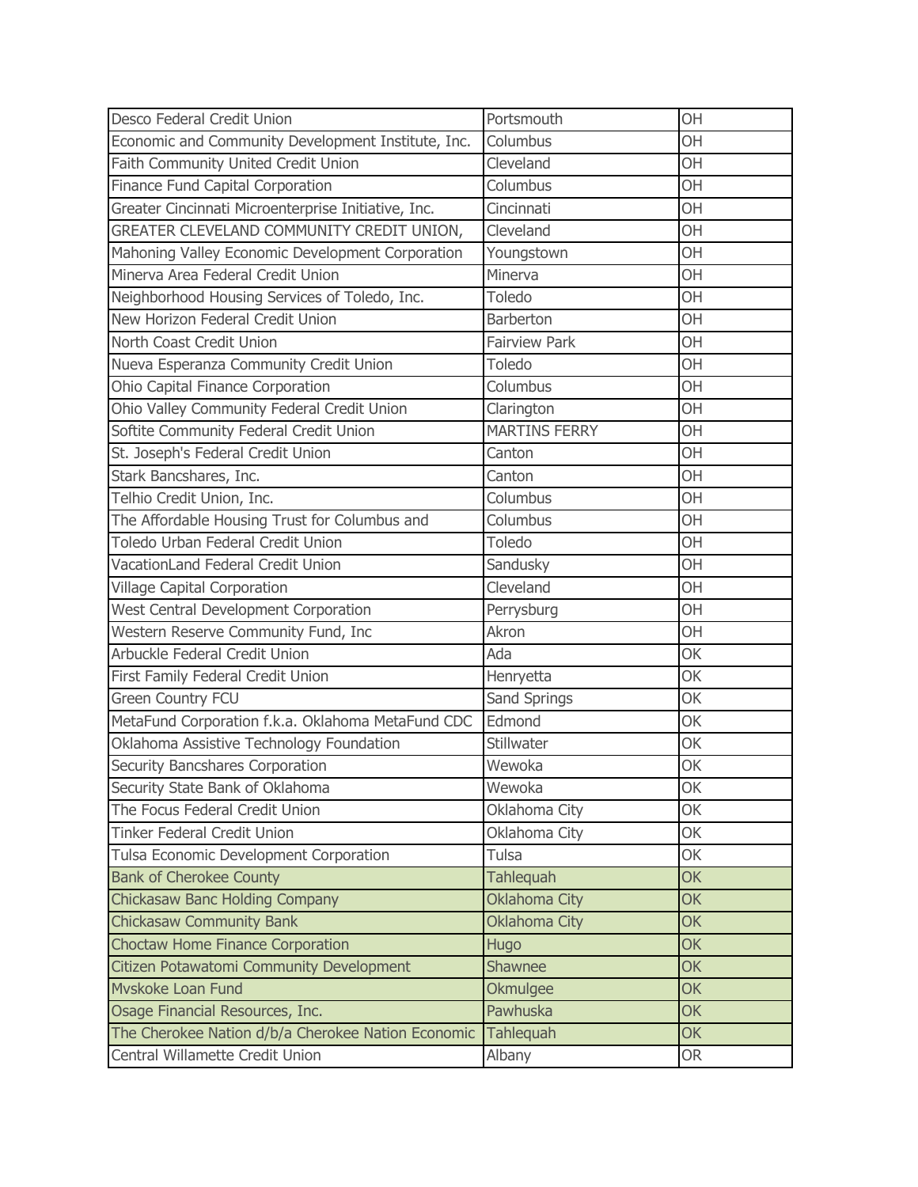| | | |
|---|---|---|
| Desco Federal Credit Union | Portsmouth | OH |
| Economic and Community Development Institute, Inc. | Columbus | OH |
| Faith Community United Credit Union | Cleveland | OH |
| Finance Fund Capital Corporation | Columbus | OH |
| Greater Cincinnati Microenterprise Initiative, Inc. | Cincinnati | OH |
| GREATER CLEVELAND COMMUNITY CREDIT UNION, | Cleveland | OH |
| Mahoning Valley Economic Development Corporation | Youngstown | OH |
| Minerva Area Federal Credit Union | Minerva | OH |
| Neighborhood Housing Services of Toledo, Inc. | Toledo | OH |
| New Horizon Federal Credit Union | Barberton | OH |
| North Coast Credit Union | Fairview Park | OH |
| Nueva Esperanza Community Credit Union | Toledo | OH |
| Ohio Capital Finance Corporation | Columbus | OH |
| Ohio Valley Community Federal Credit Union | Clarington | OH |
| Softite Community Federal Credit Union | MARTINS FERRY | OH |
| St. Joseph's Federal Credit Union | Canton | OH |
| Stark Bancshares, Inc. | Canton | OH |
| Telhio Credit Union, Inc. | Columbus | OH |
| The Affordable Housing Trust for Columbus and | Columbus | OH |
| Toledo Urban Federal Credit Union | Toledo | OH |
| VacationLand Federal Credit Union | Sandusky | OH |
| Village Capital Corporation | Cleveland | OH |
| West Central Development Corporation | Perrysburg | OH |
| Western Reserve Community Fund, Inc | Akron | OH |
| Arbuckle Federal Credit Union | Ada | OK |
| First Family Federal Credit Union | Henryetta | OK |
| Green Country FCU | Sand Springs | OK |
| MetaFund Corporation f.k.a. Oklahoma MetaFund CDC | Edmond | OK |
| Oklahoma Assistive Technology Foundation | Stillwater | OK |
| Security Bancshares Corporation | Wewoka | OK |
| Security State Bank of Oklahoma | Wewoka | OK |
| The Focus Federal Credit Union | Oklahoma City | OK |
| Tinker Federal Credit Union | Oklahoma City | OK |
| Tulsa Economic Development Corporation | Tulsa | OK |
| Bank of Cherokee County | Tahlequah | OK |
| Chickasaw Banc Holding Company | Oklahoma City | OK |
| Chickasaw Community Bank | Oklahoma City | OK |
| Choctaw Home Finance Corporation | Hugo | OK |
| Citizen Potawatomi Community Development | Shawnee | OK |
| Mvskoke Loan Fund | Okmulgee | OK |
| Osage Financial Resources, Inc. | Pawhuska | OK |
| The Cherokee Nation d/b/a Cherokee Nation Economic | Tahlequah | OK |
| Central Willamette Credit Union | Albany | OR |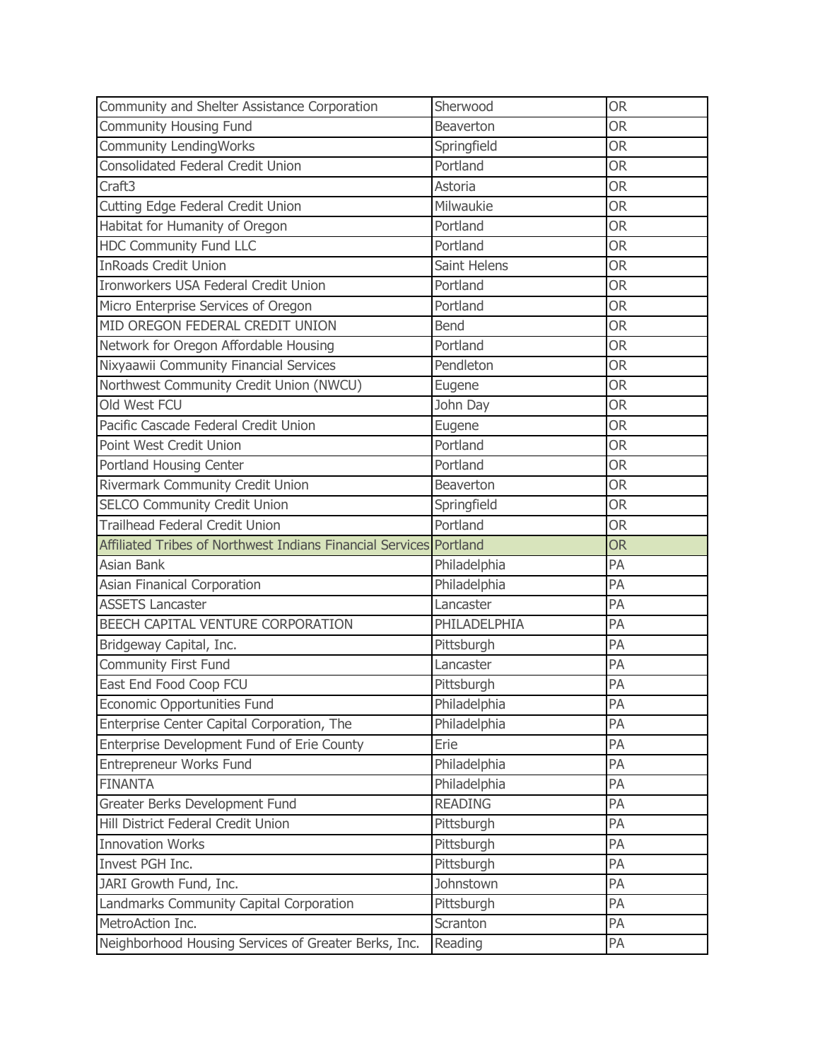| | | |
|---|---|---|
| Community and Shelter Assistance Corporation | Sherwood | OR |
| Community Housing Fund | Beaverton | OR |
| Community LendingWorks | Springfield | OR |
| Consolidated Federal Credit Union | Portland | OR |
| Craft3 | Astoria | OR |
| Cutting Edge Federal Credit Union | Milwaukie | OR |
| Habitat for Humanity of Oregon | Portland | OR |
| HDC Community Fund LLC | Portland | OR |
| InRoads Credit Union | Saint Helens | OR |
| Ironworkers USA Federal Credit Union | Portland | OR |
| Micro Enterprise Services of Oregon | Portland | OR |
| MID OREGON FEDERAL CREDIT UNION | Bend | OR |
| Network for Oregon Affordable Housing | Portland | OR |
| Nixyaawii Community Financial Services | Pendleton | OR |
| Northwest Community Credit Union (NWCU) | Eugene | OR |
| Old West FCU | John Day | OR |
| Pacific Cascade Federal Credit Union | Eugene | OR |
| Point West Credit Union | Portland | OR |
| Portland Housing Center | Portland | OR |
| Rivermark Community Credit Union | Beaverton | OR |
| SELCO Community Credit Union | Springfield | OR |
| Trailhead Federal Credit Union | Portland | OR |
| Affiliated Tribes of Northwest Indians Financial Services | Portland | OR |
| Asian Bank | Philadelphia | PA |
| Asian Finanical Corporation | Philadelphia | PA |
| ASSETS Lancaster | Lancaster | PA |
| BEECH CAPITAL VENTURE CORPORATION | PHILADELPHIA | PA |
| Bridgeway Capital, Inc. | Pittsburgh | PA |
| Community First Fund | Lancaster | PA |
| East End Food Coop FCU | Pittsburgh | PA |
| Economic Opportunities Fund | Philadelphia | PA |
| Enterprise Center Capital Corporation, The | Philadelphia | PA |
| Enterprise Development Fund of Erie County | Erie | PA |
| Entrepreneur Works Fund | Philadelphia | PA |
| FINANTA | Philadelphia | PA |
| Greater Berks Development Fund | READING | PA |
| Hill District Federal Credit Union | Pittsburgh | PA |
| Innovation Works | Pittsburgh | PA |
| Invest PGH Inc. | Pittsburgh | PA |
| JARI Growth Fund, Inc. | Johnstown | PA |
| Landmarks Community Capital Corporation | Pittsburgh | PA |
| MetroAction Inc. | Scranton | PA |
| Neighborhood Housing Services of Greater Berks, Inc. | Reading | PA |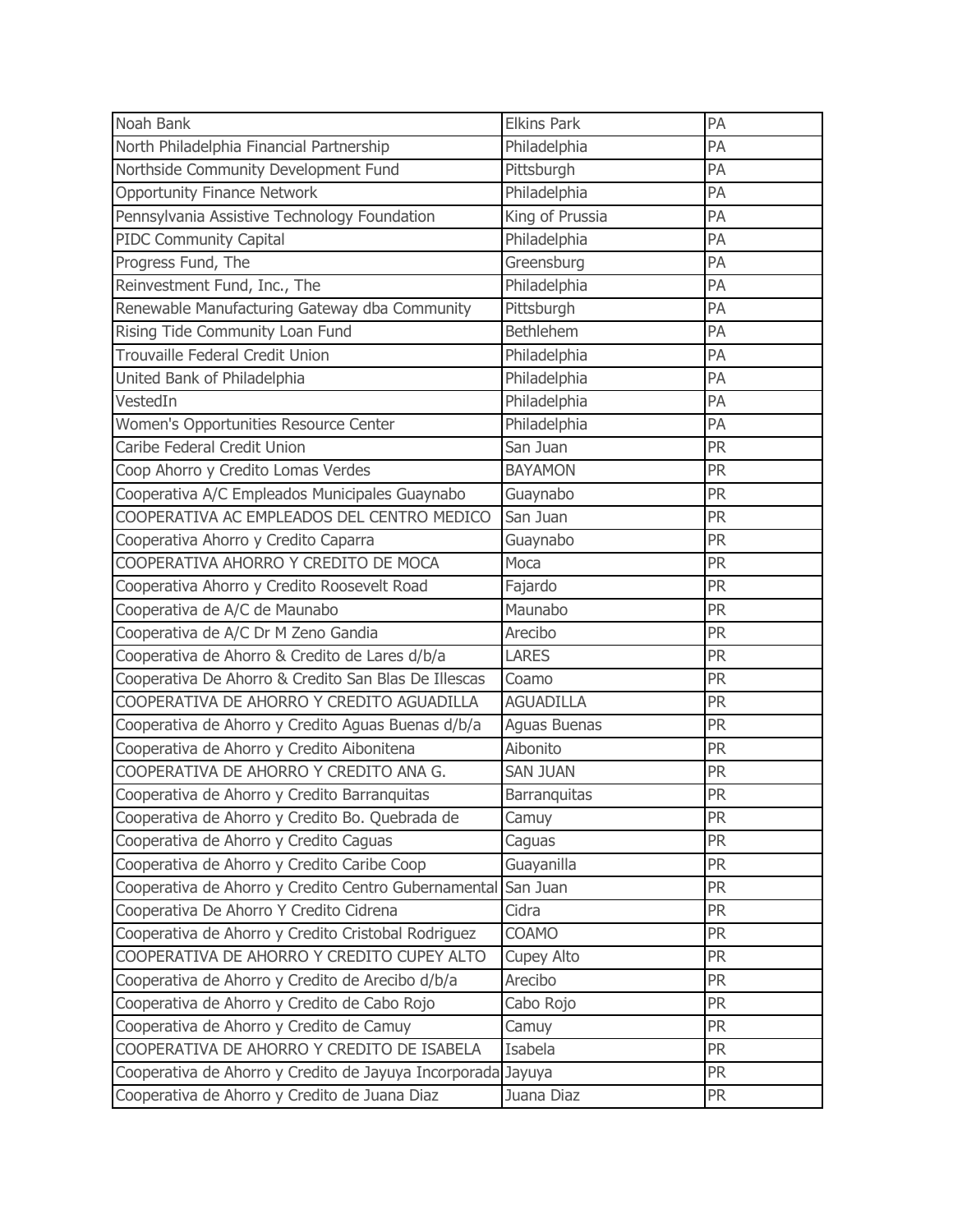| | | |
|---|---|---|
| Noah Bank | Elkins Park | PA |
| North Philadelphia Financial Partnership | Philadelphia | PA |
| Northside Community Development Fund | Pittsburgh | PA |
| Opportunity Finance Network | Philadelphia | PA |
| Pennsylvania Assistive Technology Foundation | King of Prussia | PA |
| PIDC Community Capital | Philadelphia | PA |
| Progress Fund, The | Greensburg | PA |
| Reinvestment Fund, Inc., The | Philadelphia | PA |
| Renewable Manufacturing Gateway dba Community | Pittsburgh | PA |
| Rising Tide Community Loan Fund | Bethlehem | PA |
| Trouvaille Federal Credit Union | Philadelphia | PA |
| United Bank of Philadelphia | Philadelphia | PA |
| VestedIn | Philadelphia | PA |
| Women's Opportunities Resource Center | Philadelphia | PA |
| Caribe Federal Credit Union | San Juan | PR |
| Coop Ahorro y Credito Lomas Verdes | BAYAMON | PR |
| Cooperativa A/C Empleados Municipales Guaynabo | Guaynabo | PR |
| COOPERATIVA AC EMPLEADOS DEL CENTRO MEDICO | San Juan | PR |
| Cooperativa Ahorro y Credito Caparra | Guaynabo | PR |
| COOPERATIVA AHORRO Y CREDITO DE MOCA | Moca | PR |
| Cooperativa Ahorro y Credito Roosevelt Road | Fajardo | PR |
| Cooperativa de A/C de Maunabo | Maunabo | PR |
| Cooperativa de A/C Dr M Zeno Gandia | Arecibo | PR |
| Cooperativa de Ahorro & Credito de Lares d/b/a | LARES | PR |
| Cooperativa De Ahorro & Credito San Blas De Illescas | Coamo | PR |
| COOPERATIVA DE AHORRO Y CREDITO AGUADILLA | AGUADILLA | PR |
| Cooperativa de Ahorro y Credito Aguas Buenas d/b/a | Aguas Buenas | PR |
| Cooperativa de Ahorro y Credito Aibonitena | Aibonito | PR |
| COOPERATIVA DE AHORRO Y CREDITO ANA G. | SAN JUAN | PR |
| Cooperativa de Ahorro y Credito Barranquitas | Barranquitas | PR |
| Cooperativa de Ahorro y Credito Bo. Quebrada de | Camuy | PR |
| Cooperativa de Ahorro y Credito Caguas | Caguas | PR |
| Cooperativa de Ahorro y Credito Caribe Coop | Guayanilla | PR |
| Cooperativa de Ahorro y Credito Centro Gubernamental | San Juan | PR |
| Cooperativa De Ahorro Y Credito Cidrena | Cidra | PR |
| Cooperativa de Ahorro y Credito Cristobal Rodriguez | COAMO | PR |
| COOPERATIVA DE AHORRO Y CREDITO CUPEY ALTO | Cupey Alto | PR |
| Cooperativa de Ahorro y Credito de Arecibo d/b/a | Arecibo | PR |
| Cooperativa de Ahorro y Credito de Cabo Rojo | Cabo Rojo | PR |
| Cooperativa de Ahorro y Credito de Camuy | Camuy | PR |
| COOPERATIVA DE AHORRO Y CREDITO DE ISABELA | Isabela | PR |
| Cooperativa de Ahorro y Credito de Jayuya Incorporada | Jayuya | PR |
| Cooperativa de Ahorro y Credito de Juana Diaz | Juana Diaz | PR |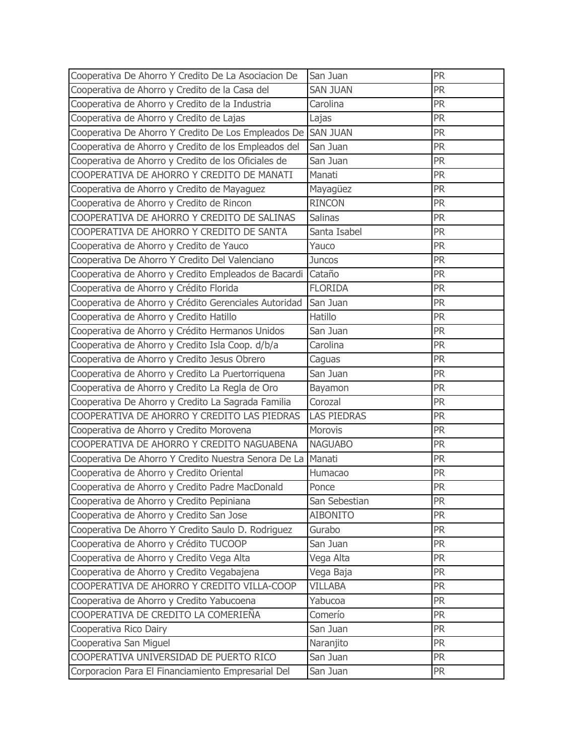| Cooperativa De Ahorro Y Credito De La Asociacion De | San Juan | PR |
|---|---|---|
| Cooperativa de Ahorro y Credito de la Casa del | SAN JUAN | PR |
| Cooperativa de Ahorro y Credito de la Industria | Carolina | PR |
| Cooperativa de Ahorro y Credito de Lajas | Lajas | PR |
| Cooperativa De Ahorro Y Credito De Los Empleados De | SAN JUAN | PR |
| Cooperativa de Ahorro y Credito de los Empleados del | San Juan | PR |
| Cooperativa de Ahorro y Credito de los Oficiales de | San Juan | PR |
| COOPERATIVA DE AHORRO Y CREDITO DE MANATI | Manati | PR |
| Cooperativa de Ahorro y Credito de Mayaguez | Mayagüez | PR |
| Cooperativa de Ahorro y Credito de Rincon | RINCON | PR |
| COOPERATIVA DE AHORRO Y CREDITO DE SALINAS | Salinas | PR |
| COOPERATIVA DE AHORRO Y CREDITO DE SANTA | Santa Isabel | PR |
| Cooperativa de Ahorro y Credito de Yauco | Yauco | PR |
| Cooperativa De Ahorro Y Credito Del Valenciano | Juncos | PR |
| Cooperativa de Ahorro y Credito Empleados de Bacardi | Cataño | PR |
| Cooperativa de Ahorro y Crédito Florida | FLORIDA | PR |
| Cooperativa de Ahorro y Crédito Gerenciales Autoridad | San Juan | PR |
| Cooperativa de Ahorro y Credito Hatillo | Hatillo | PR |
| Cooperativa de Ahorro y Crédito Hermanos Unidos | San Juan | PR |
| Cooperativa de Ahorro y Credito Isla Coop. d/b/a | Carolina | PR |
| Cooperativa de Ahorro y Credito Jesus Obrero | Caguas | PR |
| Cooperativa de Ahorro y Credito La Puertorriquena | San Juan | PR |
| Cooperativa de Ahorro y Credito La Regla de Oro | Bayamon | PR |
| Cooperativa De Ahorro y Credito La Sagrada Familia | Corozal | PR |
| COOPERATIVA DE AHORRO Y CREDITO LAS PIEDRAS | LAS PIEDRAS | PR |
| Cooperativa de Ahorro y Credito Morovena | Morovis | PR |
| COOPERATIVA DE AHORRO Y CREDITO NAGUABENA | NAGUABO | PR |
| Cooperativa De Ahorro Y Credito Nuestra Senora De La | Manati | PR |
| Cooperativa de Ahorro y Credito Oriental | Humacao | PR |
| Cooperativa de Ahorro y Credito Padre MacDonald | Ponce | PR |
| Cooperativa de Ahorro y Credito Pepiniana | San Sebastian | PR |
| Cooperativa de Ahorro y Credito San Jose | AIBONITO | PR |
| Cooperativa De Ahorro Y Credito Saulo D. Rodriguez | Gurabo | PR |
| Cooperativa de Ahorro y Crédito TUCOOP | San Juan | PR |
| Cooperativa de Ahorro y Credito Vega Alta | Vega Alta | PR |
| Cooperativa de Ahorro y Credito Vegabajena | Vega Baja | PR |
| COOPERATIVA DE AHORRO Y CREDITO VILLA-COOP | VILLABA | PR |
| Cooperativa de Ahorro y Credito Yabucoena | Yabucoa | PR |
| COOPERATIVA DE CREDITO LA COMERIEÑA | Comerío | PR |
| Cooperativa Rico Dairy | San Juan | PR |
| Cooperativa San Miguel | Naranjito | PR |
| COOPERATIVA UNIVERSIDAD DE PUERTO RICO | San Juan | PR |
| Corporacion Para El Financiamiento Empresarial Del | San Juan | PR |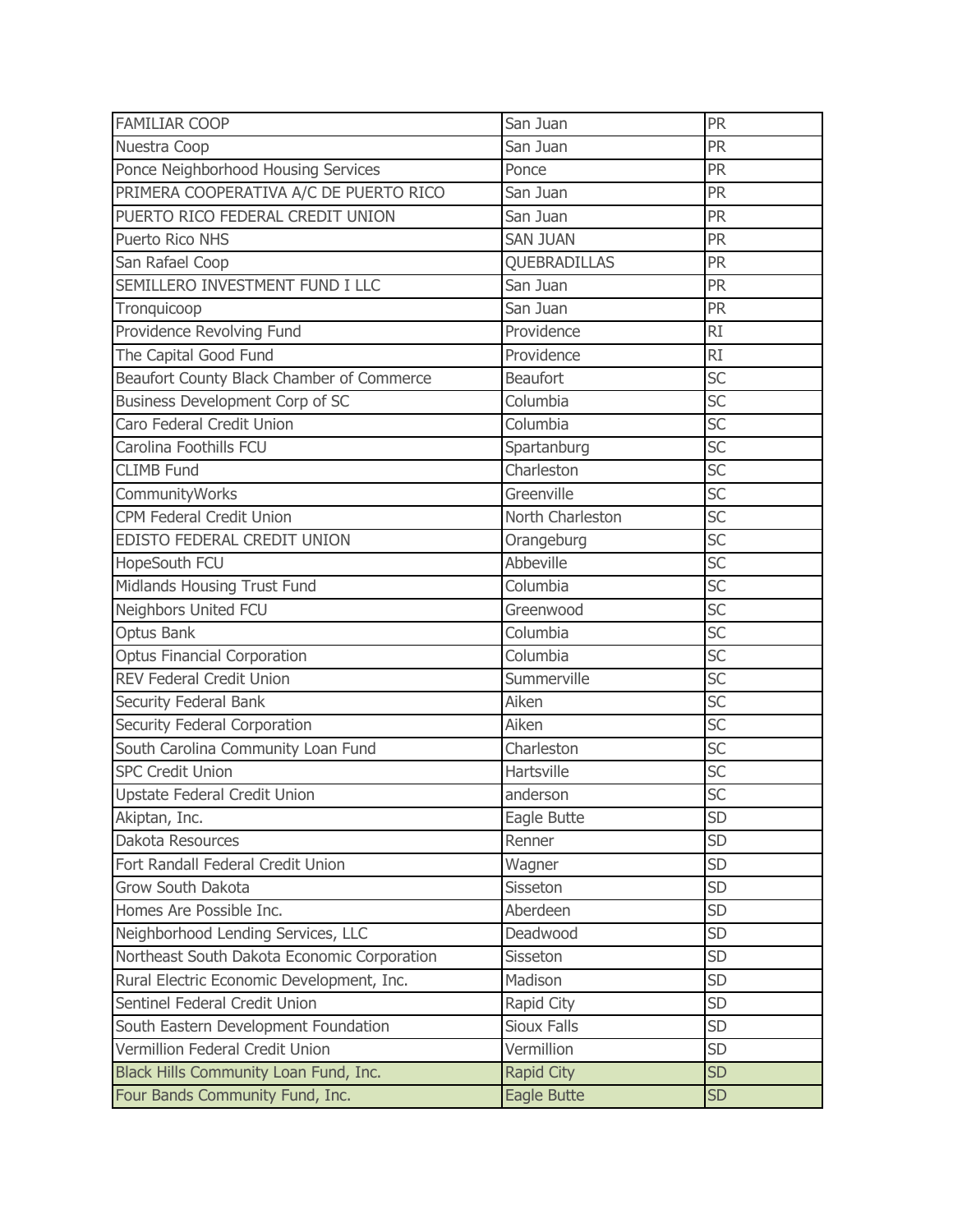| | | |
|---|---|---|
| FAMILIAR COOP | San Juan | PR |
| Nuestra Coop | San Juan | PR |
| Ponce Neighborhood Housing Services | Ponce | PR |
| PRIMERA COOPERATIVA A/C DE PUERTO RICO | San Juan | PR |
| PUERTO RICO FEDERAL CREDIT UNION | San Juan | PR |
| Puerto Rico NHS | SAN JUAN | PR |
| San Rafael Coop | QUEBRADILLAS | PR |
| SEMILLERO INVESTMENT FUND I LLC | San Juan | PR |
| Tronquicoop | San Juan | PR |
| Providence Revolving Fund | Providence | RI |
| The Capital Good Fund | Providence | RI |
| Beaufort County Black Chamber of Commerce | Beaufort | SC |
| Business Development Corp of SC | Columbia | SC |
| Caro Federal Credit Union | Columbia | SC |
| Carolina Foothills FCU | Spartanburg | SC |
| CLIMB Fund | Charleston | SC |
| CommunityWorks | Greenville | SC |
| CPM Federal Credit Union | North Charleston | SC |
| EDISTO FEDERAL CREDIT UNION | Orangeburg | SC |
| HopeSouth FCU | Abbeville | SC |
| Midlands Housing Trust Fund | Columbia | SC |
| Neighbors United FCU | Greenwood | SC |
| Optus Bank | Columbia | SC |
| Optus Financial Corporation | Columbia | SC |
| REV Federal Credit Union | Summerville | SC |
| Security Federal Bank | Aiken | SC |
| Security Federal Corporation | Aiken | SC |
| South Carolina Community Loan Fund | Charleston | SC |
| SPC Credit Union | Hartsville | SC |
| Upstate Federal Credit Union | anderson | SC |
| Akiptan, Inc. | Eagle Butte | SD |
| Dakota Resources | Renner | SD |
| Fort Randall Federal Credit Union | Wagner | SD |
| Grow South Dakota | Sisseton | SD |
| Homes Are Possible Inc. | Aberdeen | SD |
| Neighborhood Lending Services, LLC | Deadwood | SD |
| Northeast South Dakota Economic Corporation | Sisseton | SD |
| Rural Electric Economic Development, Inc. | Madison | SD |
| Sentinel Federal Credit Union | Rapid City | SD |
| South Eastern Development Foundation | Sioux Falls | SD |
| Vermillion Federal Credit Union | Vermillion | SD |
| Black Hills Community Loan Fund, Inc. | Rapid City | SD |
| Four Bands Community Fund, Inc. | Eagle Butte | SD |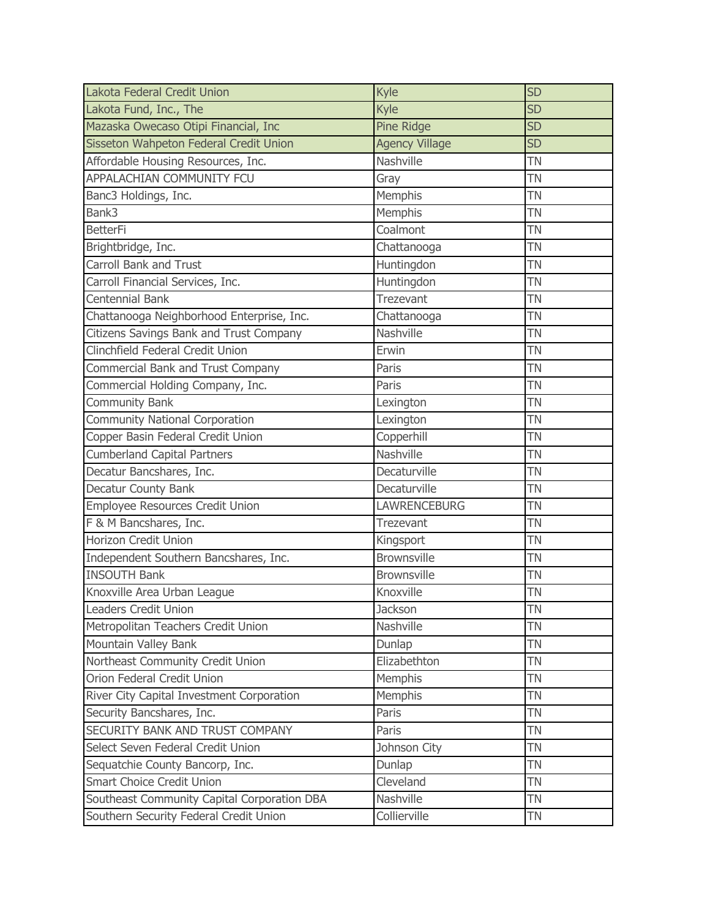| | | |
|---|---|---|
| Lakota Federal Credit Union | Kyle | SD |
| Lakota Fund, Inc., The | Kyle | SD |
| Mazaska Owecaso Otipi Financial, Inc | Pine Ridge | SD |
| Sisseton Wahpeton Federal Credit Union | Agency Village | SD |
| Affordable Housing Resources, Inc. | Nashville | TN |
| APPALACHIAN COMMUNITY FCU | Gray | TN |
| Banc3 Holdings, Inc. | Memphis | TN |
| Bank3 | Memphis | TN |
| BetterFi | Coalmont | TN |
| Brightbridge, Inc. | Chattanooga | TN |
| Carroll Bank and Trust | Huntingdon | TN |
| Carroll Financial Services, Inc. | Huntingdon | TN |
| Centennial Bank | Trezevant | TN |
| Chattanooga Neighborhood Enterprise, Inc. | Chattanooga | TN |
| Citizens Savings Bank and Trust Company | Nashville | TN |
| Clinchfield Federal Credit Union | Erwin | TN |
| Commercial Bank and Trust Company | Paris | TN |
| Commercial Holding Company, Inc. | Paris | TN |
| Community Bank | Lexington | TN |
| Community National Corporation | Lexington | TN |
| Copper Basin Federal Credit Union | Copperhill | TN |
| Cumberland Capital Partners | Nashville | TN |
| Decatur Bancshares, Inc. | Decaturville | TN |
| Decatur County Bank | Decaturville | TN |
| Employee Resources Credit Union | LAWRENCEBURG | TN |
| F & M Bancshares, Inc. | Trezevant | TN |
| Horizon Credit Union | Kingsport | TN |
| Independent Southern Bancshares, Inc. | Brownsville | TN |
| INSOUTH Bank | Brownsville | TN |
| Knoxville Area Urban League | Knoxville | TN |
| Leaders Credit Union | Jackson | TN |
| Metropolitan Teachers Credit Union | Nashville | TN |
| Mountain Valley Bank | Dunlap | TN |
| Northeast Community Credit Union | Elizabethton | TN |
| Orion Federal Credit Union | Memphis | TN |
| River City Capital Investment Corporation | Memphis | TN |
| Security Bancshares, Inc. | Paris | TN |
| SECURITY BANK AND TRUST COMPANY | Paris | TN |
| Select Seven Federal Credit Union | Johnson City | TN |
| Sequatchie County Bancorp, Inc. | Dunlap | TN |
| Smart Choice Credit Union | Cleveland | TN |
| Southeast Community Capital Corporation DBA | Nashville | TN |
| Southern Security Federal Credit Union | Collierville | TN |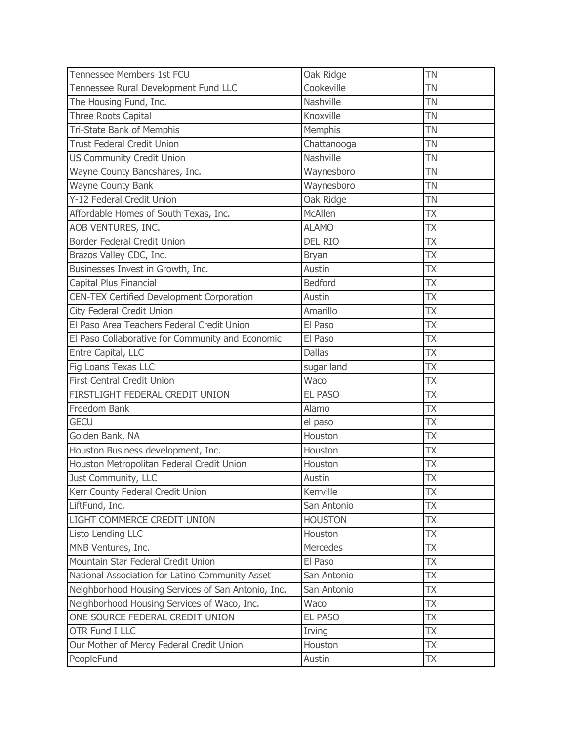| Tennessee Members 1st FCU | Oak Ridge | TN |
|---|---|---|
| Tennessee Rural Development Fund LLC | Cookeville | TN |
| The Housing Fund, Inc. | Nashville | TN |
| Three Roots Capital | Knoxville | TN |
| Tri-State Bank of Memphis | Memphis | TN |
| Trust Federal Credit Union | Chattanooga | TN |
| US Community Credit Union | Nashville | TN |
| Wayne County Bancshares, Inc. | Waynesboro | TN |
| Wayne County Bank | Waynesboro | TN |
| Y-12 Federal Credit Union | Oak Ridge | TN |
| Affordable Homes of South Texas, Inc. | McAllen | TX |
| AOB VENTURES, INC. | ALAMO | TX |
| Border Federal Credit Union | DEL RIO | TX |
| Brazos Valley CDC, Inc. | Bryan | TX |
| Businesses Invest in Growth, Inc. | Austin | TX |
| Capital Plus Financial | Bedford | TX |
| CEN-TEX Certified Development Corporation | Austin | TX |
| City Federal Credit Union | Amarillo | TX |
| El Paso Area Teachers Federal Credit Union | El Paso | TX |
| El Paso Collaborative for Community and Economic | El Paso | TX |
| Entre Capital, LLC | Dallas | TX |
| Fig Loans Texas LLC | sugar land | TX |
| First Central Credit Union | Waco | TX |
| FIRSTLIGHT FEDERAL CREDIT UNION | EL PASO | TX |
| Freedom Bank | Alamo | TX |
| GECU | el paso | TX |
| Golden Bank, NA | Houston | TX |
| Houston Business development, Inc. | Houston | TX |
| Houston Metropolitan Federal Credit Union | Houston | TX |
| Just Community, LLC | Austin | TX |
| Kerr County Federal Credit Union | Kerrville | TX |
| LiftFund, Inc. | San Antonio | TX |
| LIGHT COMMERCE CREDIT UNION | HOUSTON | TX |
| Listo Lending LLC | Houston | TX |
| MNB Ventures, Inc. | Mercedes | TX |
| Mountain Star Federal Credit Union | El Paso | TX |
| National Association for Latino Community Asset | San Antonio | TX |
| Neighborhood Housing Services of San Antonio, Inc. | San Antonio | TX |
| Neighborhood Housing Services of Waco, Inc. | Waco | TX |
| ONE SOURCE FEDERAL CREDIT UNION | EL PASO | TX |
| OTR Fund I LLC | Irving | TX |
| Our Mother of Mercy Federal Credit Union | Houston | TX |
| PeopleFund | Austin | TX |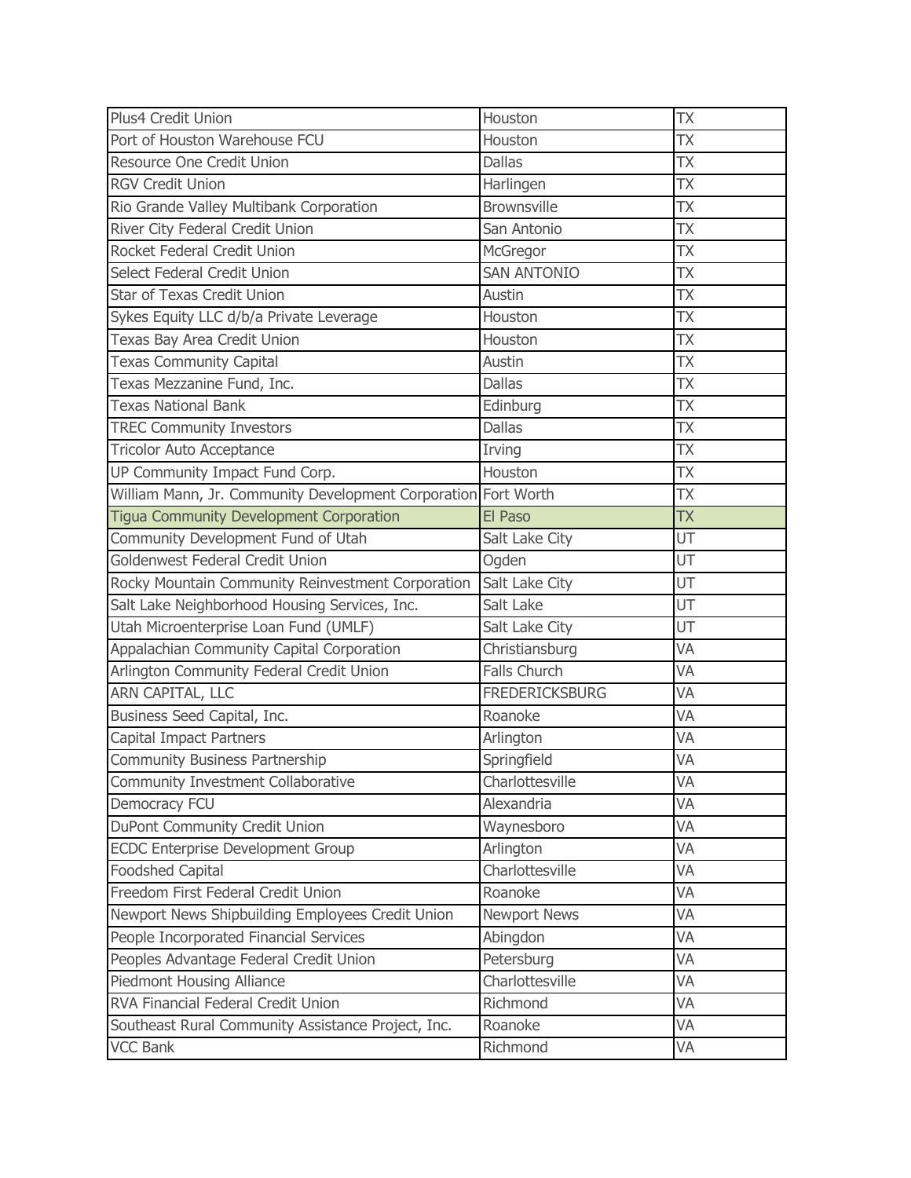| | | |
|---|---|---|
| Plus4 Credit Union | Houston | TX |
| Port of Houston Warehouse FCU | Houston | TX |
| Resource One Credit Union | Dallas | TX |
| RGV Credit Union | Harlingen | TX |
| Rio Grande Valley Multibank Corporation | Brownsville | TX |
| River City Federal Credit Union | San Antonio | TX |
| Rocket Federal Credit Union | McGregor | TX |
| Select Federal Credit Union | SAN ANTONIO | TX |
| Star of Texas Credit Union | Austin | TX |
| Sykes Equity LLC d/b/a Private Leverage | Houston | TX |
| Texas Bay Area Credit Union | Houston | TX |
| Texas Community Capital | Austin | TX |
| Texas Mezzanine Fund, Inc. | Dallas | TX |
| Texas National Bank | Edinburg | TX |
| TREC Community Investors | Dallas | TX |
| Tricolor Auto Acceptance | Irving | TX |
| UP Community Impact Fund Corp. | Houston | TX |
| William Mann, Jr. Community Development Corporation | Fort Worth | TX |
| Tigua Community Development Corporation | El Paso | TX |
| Community Development Fund of Utah | Salt Lake City | UT |
| Goldenwest Federal Credit Union | Ogden | UT |
| Rocky Mountain Community Reinvestment Corporation | Salt Lake City | UT |
| Salt Lake Neighborhood Housing Services, Inc. | Salt Lake | UT |
| Utah Microenterprise Loan Fund (UMLF) | Salt Lake City | UT |
| Appalachian Community Capital Corporation | Christiansburg | VA |
| Arlington Community Federal Credit Union | Falls Church | VA |
| ARN CAPITAL, LLC | FREDERICKSBURG | VA |
| Business Seed Capital, Inc. | Roanoke | VA |
| Capital Impact Partners | Arlington | VA |
| Community Business Partnership | Springfield | VA |
| Community Investment Collaborative | Charlottesville | VA |
| Democracy FCU | Alexandria | VA |
| DuPont Community Credit Union | Waynesboro | VA |
| ECDC Enterprise Development Group | Arlington | VA |
| Foodshed Capital | Charlottesville | VA |
| Freedom First Federal Credit Union | Roanoke | VA |
| Newport News Shipbuilding Employees Credit Union | Newport News | VA |
| People Incorporated Financial Services | Abingdon | VA |
| Peoples Advantage Federal Credit Union | Petersburg | VA |
| Piedmont Housing Alliance | Charlottesville | VA |
| RVA Financial Federal Credit Union | Richmond | VA |
| Southeast Rural Community Assistance Project, Inc. | Roanoke | VA |
| VCC Bank | Richmond | VA |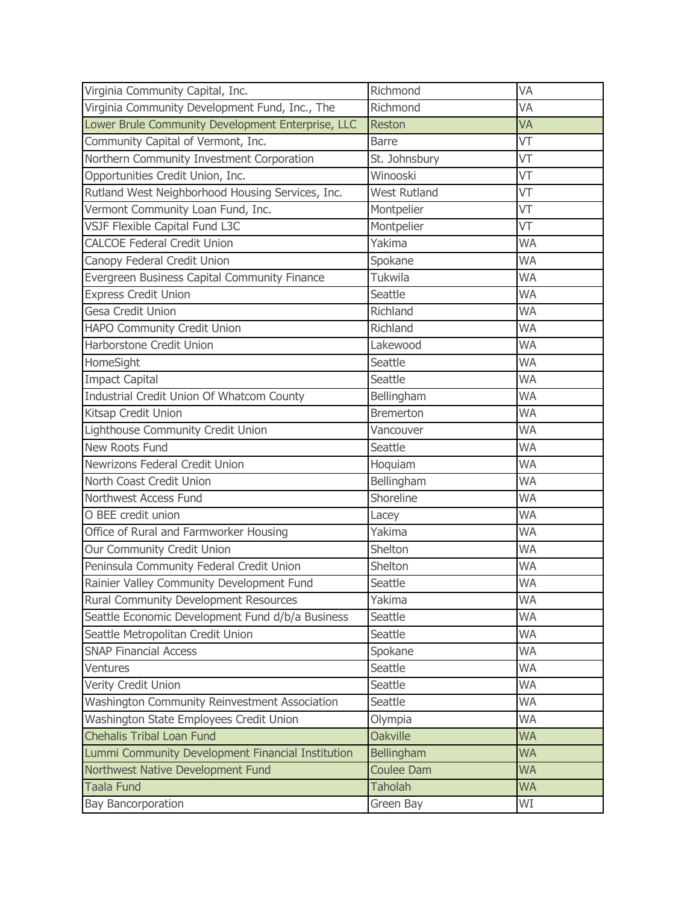| | | |
|---|---|---|
| Virginia Community Capital, Inc. | Richmond | VA |
| Virginia Community Development Fund, Inc., The | Richmond | VA |
| Lower Brule Community Development Enterprise, LLC | Reston | VA |
| Community Capital of Vermont, Inc. | Barre | VT |
| Northern Community Investment Corporation | St. Johnsbury | VT |
| Opportunities Credit Union, Inc. | Winooski | VT |
| Rutland West Neighborhood Housing Services, Inc. | West Rutland | VT |
| Vermont Community Loan Fund, Inc. | Montpelier | VT |
| VSJF Flexible Capital Fund L3C | Montpelier | VT |
| CALCOE Federal Credit Union | Yakima | WA |
| Canopy Federal Credit Union | Spokane | WA |
| Evergreen Business Capital Community Finance | Tukwila | WA |
| Express Credit Union | Seattle | WA |
| Gesa Credit Union | Richland | WA |
| HAPO Community Credit Union | Richland | WA |
| Harborstone Credit Union | Lakewood | WA |
| HomeSight | Seattle | WA |
| Impact Capital | Seattle | WA |
| Industrial Credit Union Of Whatcom County | Bellingham | WA |
| Kitsap Credit Union | Bremerton | WA |
| Lighthouse Community Credit Union | Vancouver | WA |
| New Roots Fund | Seattle | WA |
| Newrizons Federal Credit Union | Hoquiam | WA |
| North Coast Credit Union | Bellingham | WA |
| Northwest Access Fund | Shoreline | WA |
| O BEE credit union | Lacey | WA |
| Office of Rural and Farmworker Housing | Yakima | WA |
| Our Community Credit Union | Shelton | WA |
| Peninsula Community Federal Credit Union | Shelton | WA |
| Rainier Valley Community Development Fund | Seattle | WA |
| Rural Community Development Resources | Yakima | WA |
| Seattle Economic Development Fund d/b/a Business | Seattle | WA |
| Seattle Metropolitan Credit Union | Seattle | WA |
| SNAP Financial Access | Spokane | WA |
| Ventures | Seattle | WA |
| Verity Credit Union | Seattle | WA |
| Washington Community Reinvestment Association | Seattle | WA |
| Washington State Employees Credit Union | Olympia | WA |
| Chehalis Tribal Loan Fund | Oakville | WA |
| Lummi Community Development Financial Institution | Bellingham | WA |
| Northwest Native Development Fund | Coulee Dam | WA |
| Taala Fund | Taholah | WA |
| Bay Bancorporation | Green Bay | WI |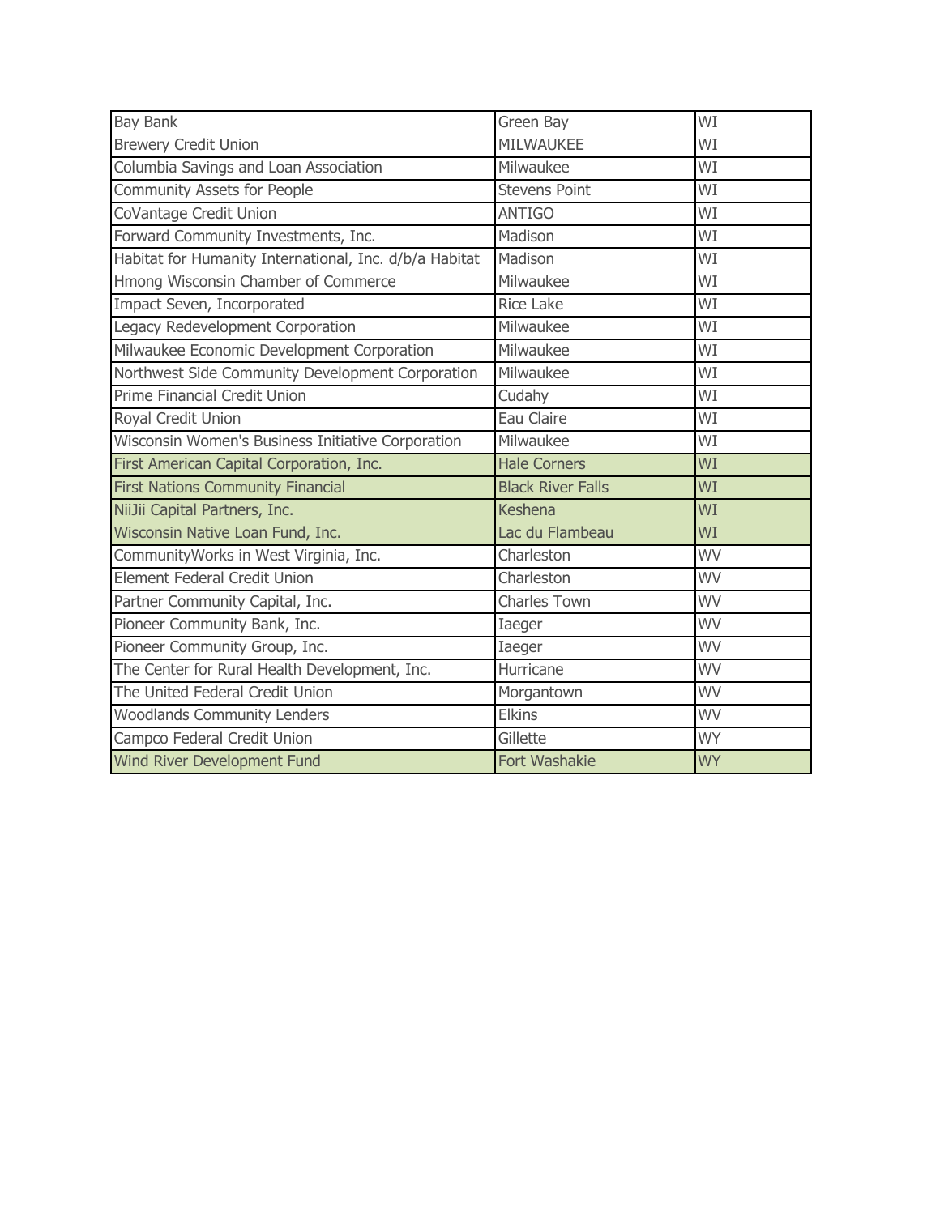| | | |
|---|---|---|
| Bay Bank | Green Bay | WI |
| Brewery Credit Union | MILWAUKEE | WI |
| Columbia Savings and Loan Association | Milwaukee | WI |
| Community Assets for People | Stevens Point | WI |
| CoVantage Credit Union | ANTIGO | WI |
| Forward Community Investments, Inc. | Madison | WI |
| Habitat for Humanity International, Inc. d/b/a Habitat | Madison | WI |
| Hmong Wisconsin Chamber of Commerce | Milwaukee | WI |
| Impact Seven, Incorporated | Rice Lake | WI |
| Legacy Redevelopment Corporation | Milwaukee | WI |
| Milwaukee Economic Development Corporation | Milwaukee | WI |
| Northwest Side Community Development Corporation | Milwaukee | WI |
| Prime Financial Credit Union | Cudahy | WI |
| Royal Credit Union | Eau Claire | WI |
| Wisconsin Women's Business Initiative Corporation | Milwaukee | WI |
| First American Capital Corporation, Inc. | Hale Corners | WI |
| First Nations Community Financial | Black River Falls | WI |
| NiiJii Capital Partners, Inc. | Keshena | WI |
| Wisconsin Native Loan Fund, Inc. | Lac du Flambeau | WI |
| CommunityWorks in West Virginia, Inc. | Charleston | WV |
| Element Federal Credit Union | Charleston | WV |
| Partner Community Capital, Inc. | Charles Town | WV |
| Pioneer Community Bank, Inc. | Iaeger | WV |
| Pioneer Community Group, Inc. | Iaeger | WV |
| The Center for Rural Health Development, Inc. | Hurricane | WV |
| The United Federal Credit Union | Morgantown | WV |
| Woodlands Community Lenders | Elkins | WV |
| Campco Federal Credit Union | Gillette | WY |
| Wind River Development Fund | Fort Washakie | WY |